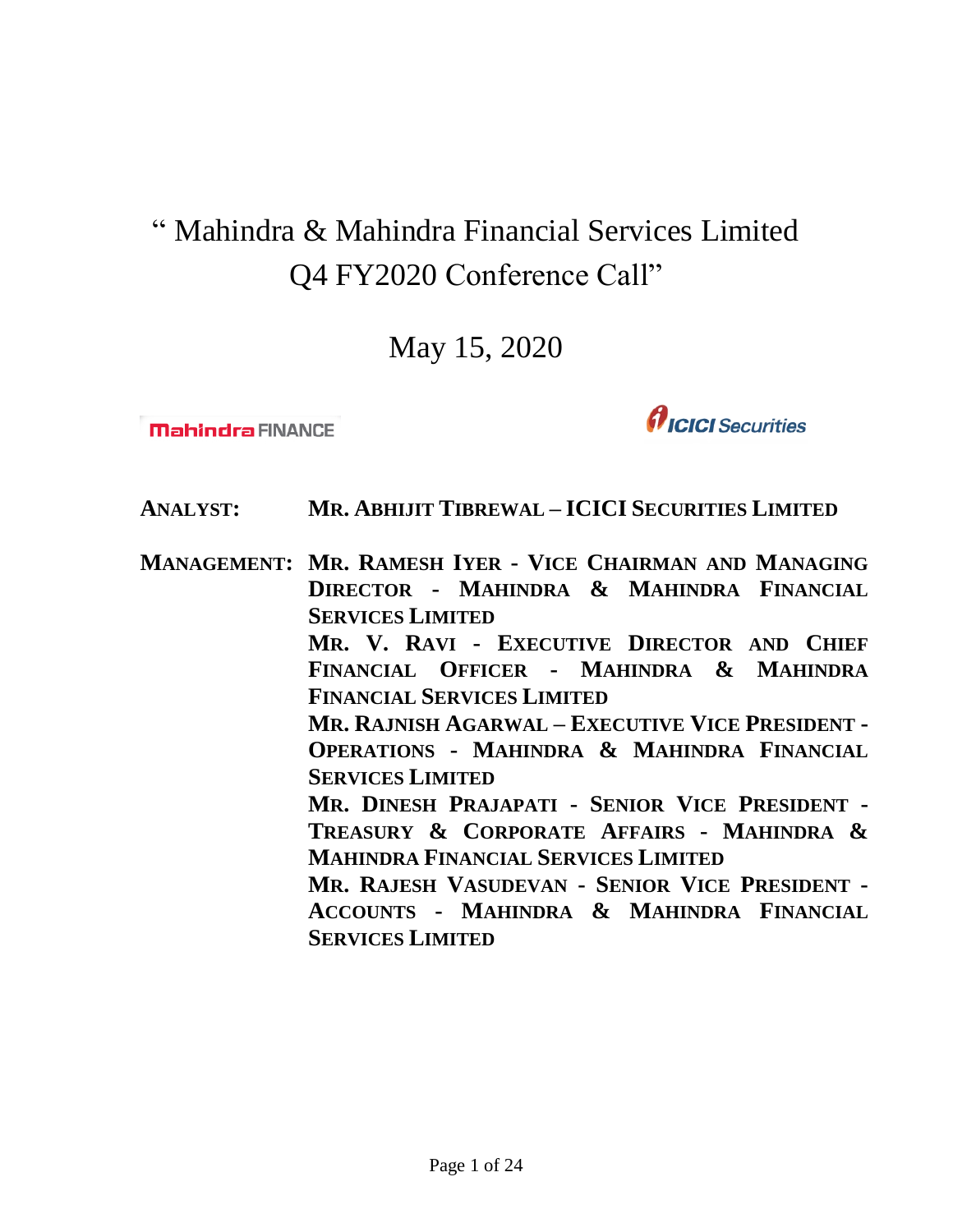# " Mahindra & Mahindra Financial Services Limited Q4 FY2020 Conference Call"

## May 15, 2020

Mahindra FINANCE

ICICI Securities

**ANALYST:** **MR. ABHIJIT TIBREWAL – ICICI SECURITIES LIMITED**

**MANAGEMENT:** **MR. RAMESH IYER - VICE CHAIRMAN AND MANAGING DIRECTOR - MAHINDRA & MAHINDRA FINANCIAL SERVICES LIMITED**

**MR. V. RAVI - EXECUTIVE DIRECTOR AND CHIEF FINANCIAL OFFICER - MAHINDRA & MAHINDRA FINANCIAL SERVICES LIMITED**

**MR. RAJNISH AGARWAL – EXECUTIVE VICE PRESIDENT - OPERATIONS - MAHINDRA & MAHINDRA FINANCIAL SERVICES LIMITED**

**MR. DINESH PRAJAPATI - SENIOR VICE PRESIDENT - TREASURY & CORPORATE AFFAIRS - MAHINDRA & MAHINDRA FINANCIAL SERVICES LIMITED**

**MR. RAJESH VASUDEVAN - SENIOR VICE PRESIDENT - ACCOUNTS - MAHINDRA & MAHINDRA FINANCIAL SERVICES LIMITED**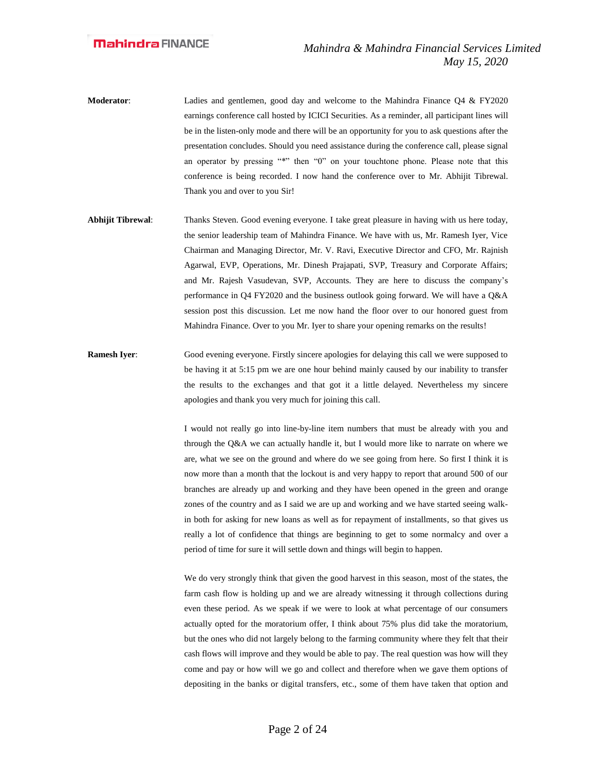**Moderator**: Ladies and gentlemen, good day and welcome to the Mahindra Finance Q4 & FY2020 earnings conference call hosted by ICICI Securities. As a reminder, all participant lines will be in the listen-only mode and there will be an opportunity for you to ask questions after the presentation concludes. Should you need assistance during the conference call, please signal an operator by pressing "*" then "0" on your touchtone phone. Please note that this conference is being recorded. I now hand the conference over to Mr. Abhijit Tibrewal. Thank you and over to you Sir!

**Abhijit Tibrewal**: Thanks Steven. Good evening everyone. I take great pleasure in having with us here today, the senior leadership team of Mahindra Finance. We have with us, Mr. Ramesh Iyer, Vice Chairman and Managing Director, Mr. V. Ravi, Executive Director and CFO, Mr. Rajnish Agarwal, EVP, Operations, Mr. Dinesh Prajapati, SVP, Treasury and Corporate Affairs; and Mr. Rajesh Vasudevan, SVP, Accounts. They are here to discuss the company's performance in Q4 FY2020 and the business outlook going forward. We will have a Q&A session post this discussion. Let me now hand the floor over to our honored guest from Mahindra Finance. Over to you Mr. Iyer to share your opening remarks on the results!

**Ramesh Iyer**: Good evening everyone. Firstly sincere apologies for delaying this call we were supposed to be having it at 5:15 pm we are one hour behind mainly caused by our inability to transfer the results to the exchanges and that got it a little delayed. Nevertheless my sincere apologies and thank you very much for joining this call.

I would not really go into line-by-line item numbers that must be already with you and through the Q&A we can actually handle it, but I would more like to narrate on where we are, what we see on the ground and where do we see going from here. So first I think it is now more than a month that the lockout is and very happy to report that around 500 of our branches are already up and working and they have been opened in the green and orange zones of the country and as I said we are up and working and we have started seeing walk-in both for asking for new loans as well as for repayment of installments, so that gives us really a lot of confidence that things are beginning to get to some normalcy and over a period of time for sure it will settle down and things will begin to happen.

We do very strongly think that given the good harvest in this season, most of the states, the farm cash flow is holding up and we are already witnessing it through collections during even these period. As we speak if we were to look at what percentage of our consumers actually opted for the moratorium offer, I think about 75% plus did take the moratorium, but the ones who did not largely belong to the farming community where they felt that their cash flows will improve and they would be able to pay. The real question was how will they come and pay or how will we go and collect and therefore when we gave them options of depositing in the banks or digital transfers, etc., some of them have taken that option and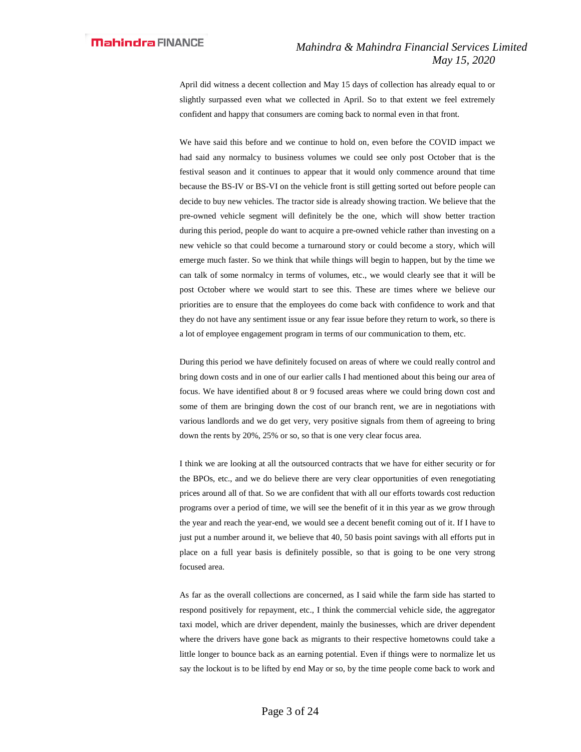April did witness a decent collection and May 15 days of collection has already equal to or slightly surpassed even what we collected in April. So to that extent we feel extremely confident and happy that consumers are coming back to normal even in that front.

We have said this before and we continue to hold on, even before the COVID impact we had said any normalcy to business volumes we could see only post October that is the festival season and it continues to appear that it would only commence around that time because the BS-IV or BS-VI on the vehicle front is still getting sorted out before people can decide to buy new vehicles. The tractor side is already showing traction. We believe that the pre-owned vehicle segment will definitely be the one, which will show better traction during this period, people do want to acquire a pre-owned vehicle rather than investing on a new vehicle so that could become a turnaround story or could become a story, which will emerge much faster. So we think that while things will begin to happen, but by the time we can talk of some normalcy in terms of volumes, etc., we would clearly see that it will be post October where we would start to see this. These are times where we believe our priorities are to ensure that the employees do come back with confidence to work and that they do not have any sentiment issue or any fear issue before they return to work, so there is a lot of employee engagement program in terms of our communication to them, etc.

During this period we have definitely focused on areas of where we could really control and bring down costs and in one of our earlier calls I had mentioned about this being our area of focus. We have identified about 8 or 9 focused areas where we could bring down cost and some of them are bringing down the cost of our branch rent, we are in negotiations with various landlords and we do get very, very positive signals from them of agreeing to bring down the rents by 20%, 25% or so, so that is one very clear focus area.

I think we are looking at all the outsourced contracts that we have for either security or for the BPOs, etc., and we do believe there are very clear opportunities of even renegotiating prices around all of that. So we are confident that with all our efforts towards cost reduction programs over a period of time, we will see the benefit of it in this year as we grow through the year and reach the year-end, we would see a decent benefit coming out of it. If I have to just put a number around it, we believe that 40, 50 basis point savings with all efforts put in place on a full year basis is definitely possible, so that is going to be one very strong focused area.

As far as the overall collections are concerned, as I said while the farm side has started to respond positively for repayment, etc., I think the commercial vehicle side, the aggregator taxi model, which are driver dependent, mainly the businesses, which are driver dependent where the drivers have gone back as migrants to their respective hometowns could take a little longer to bounce back as an earning potential. Even if things were to normalize let us say the lockout is to be lifted by end May or so, by the time people come back to work and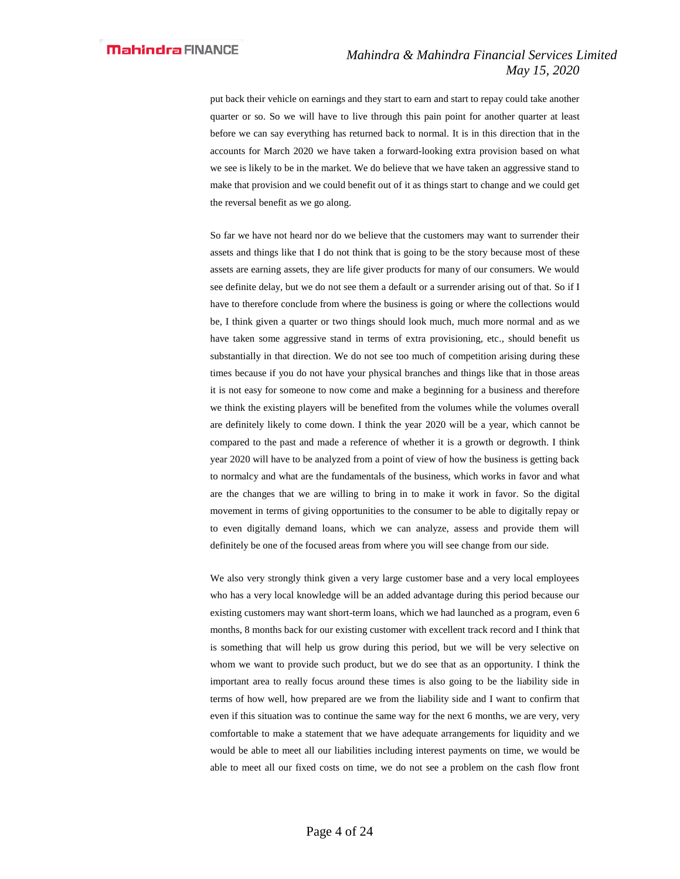put back their vehicle on earnings and they start to earn and start to repay could take another quarter or so. So we will have to live through this pain point for another quarter at least before we can say everything has returned back to normal. It is in this direction that in the accounts for March 2020 we have taken a forward-looking extra provision based on what we see is likely to be in the market. We do believe that we have taken an aggressive stand to make that provision and we could benefit out of it as things start to change and we could get the reversal benefit as we go along.

So far we have not heard nor do we believe that the customers may want to surrender their assets and things like that I do not think that is going to be the story because most of these assets are earning assets, they are life giver products for many of our consumers. We would see definite delay, but we do not see them a default or a surrender arising out of that. So if I have to therefore conclude from where the business is going or where the collections would be, I think given a quarter or two things should look much, much more normal and as we have taken some aggressive stand in terms of extra provisioning, etc., should benefit us substantially in that direction. We do not see too much of competition arising during these times because if you do not have your physical branches and things like that in those areas it is not easy for someone to now come and make a beginning for a business and therefore we think the existing players will be benefited from the volumes while the volumes overall are definitely likely to come down. I think the year 2020 will be a year, which cannot be compared to the past and made a reference of whether it is a growth or degrowth. I think year 2020 will have to be analyzed from a point of view of how the business is getting back to normalcy and what are the fundamentals of the business, which works in favor and what are the changes that we are willing to bring in to make it work in favor. So the digital movement in terms of giving opportunities to the consumer to be able to digitally repay or to even digitally demand loans, which we can analyze, assess and provide them will definitely be one of the focused areas from where you will see change from our side.

We also very strongly think given a very large customer base and a very local employees who has a very local knowledge will be an added advantage during this period because our existing customers may want short-term loans, which we had launched as a program, even 6 months, 8 months back for our existing customer with excellent track record and I think that is something that will help us grow during this period, but we will be very selective on whom we want to provide such product, but we do see that as an opportunity. I think the important area to really focus around these times is also going to be the liability side in terms of how well, how prepared are we from the liability side and I want to confirm that even if this situation was to continue the same way for the next 6 months, we are very, very comfortable to make a statement that we have adequate arrangements for liquidity and we would be able to meet all our liabilities including interest payments on time, we would be able to meet all our fixed costs on time, we do not see a problem on the cash flow front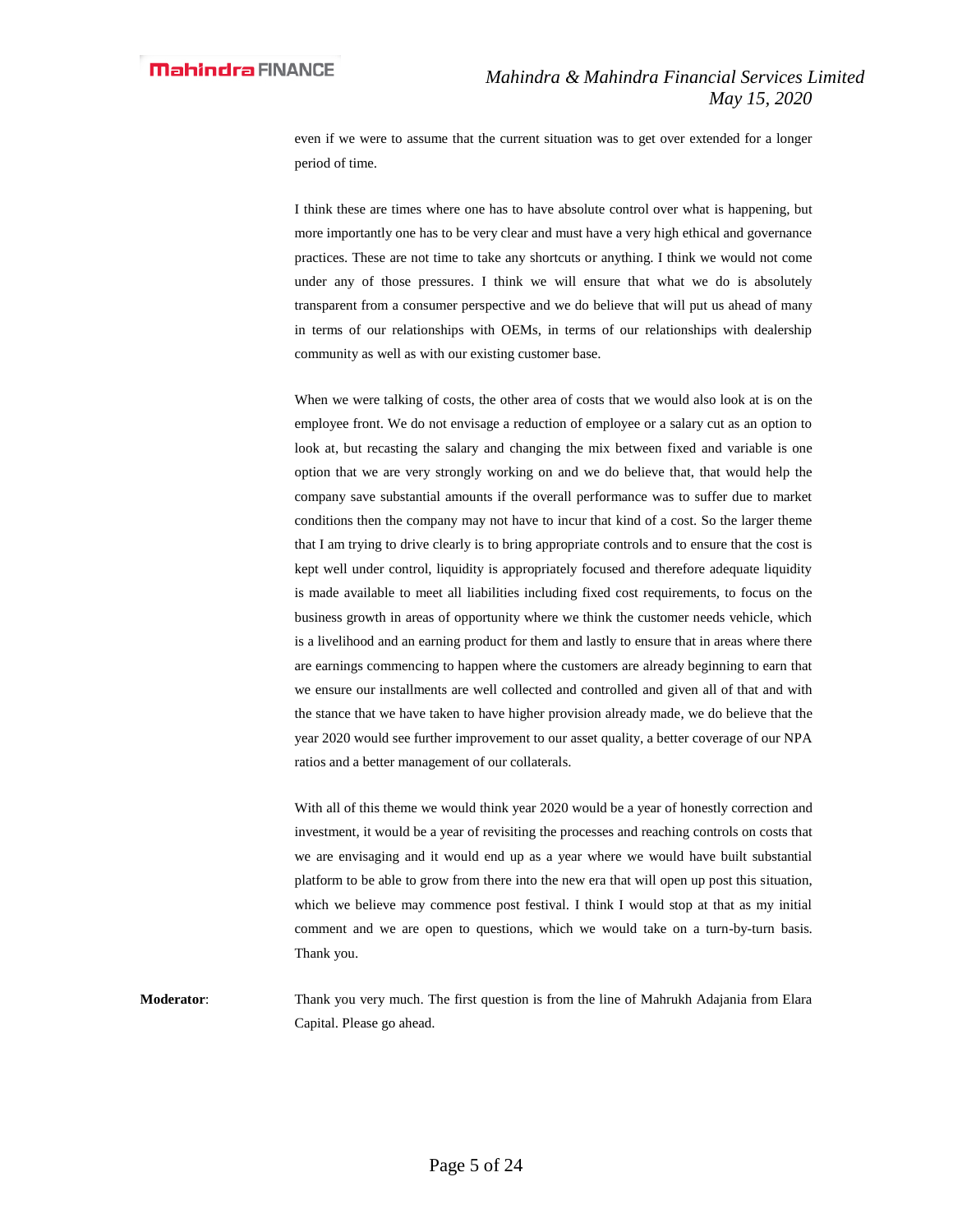even if we were to assume that the current situation was to get over extended for a longer period of time.

I think these are times where one has to have absolute control over what is happening, but more importantly one has to be very clear and must have a very high ethical and governance practices. These are not time to take any shortcuts or anything. I think we would not come under any of those pressures. I think we will ensure that what we do is absolutely transparent from a consumer perspective and we do believe that will put us ahead of many in terms of our relationships with OEMs, in terms of our relationships with dealership community as well as with our existing customer base.

When we were talking of costs, the other area of costs that we would also look at is on the employee front. We do not envisage a reduction of employee or a salary cut as an option to look at, but recasting the salary and changing the mix between fixed and variable is one option that we are very strongly working on and we do believe that, that would help the company save substantial amounts if the overall performance was to suffer due to market conditions then the company may not have to incur that kind of a cost. So the larger theme that I am trying to drive clearly is to bring appropriate controls and to ensure that the cost is kept well under control, liquidity is appropriately focused and therefore adequate liquidity is made available to meet all liabilities including fixed cost requirements, to focus on the business growth in areas of opportunity where we think the customer needs vehicle, which is a livelihood and an earning product for them and lastly to ensure that in areas where there are earnings commencing to happen where the customers are already beginning to earn that we ensure our installments are well collected and controlled and given all of that and with the stance that we have taken to have higher provision already made, we do believe that the year 2020 would see further improvement to our asset quality, a better coverage of our NPA ratios and a better management of our collaterals.

With all of this theme we would think year 2020 would be a year of honestly correction and investment, it would be a year of revisiting the processes and reaching controls on costs that we are envisaging and it would end up as a year where we would have built substantial platform to be able to grow from there into the new era that will open up post this situation, which we believe may commence post festival. I think I would stop at that as my initial comment and we are open to questions, which we would take on a turn-by-turn basis. Thank you.

**Moderator**: Thank you very much. The first question is from the line of Mahrukh Adajania from Elara Capital. Please go ahead.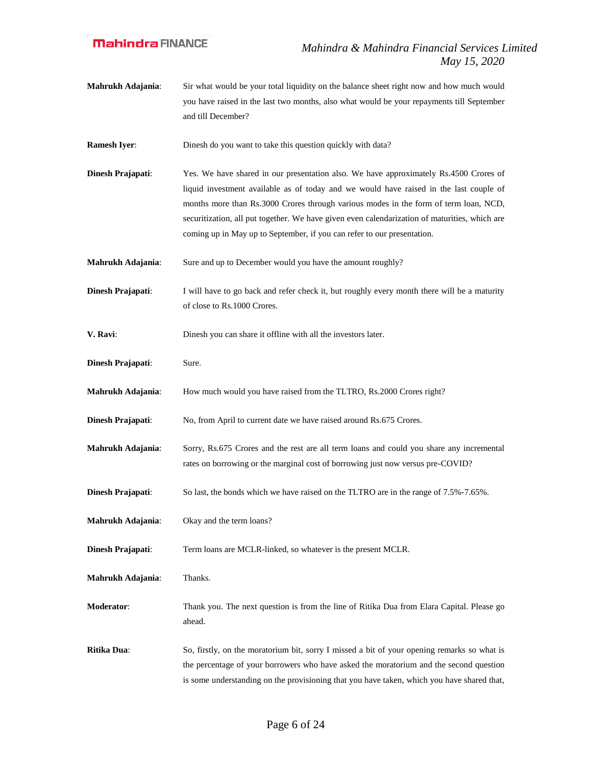**Mahrukh Adajania**: Sir what would be your total liquidity on the balance sheet right now and how much would you have raised in the last two months, also what would be your repayments till September and till December?

**Ramesh Iyer**: Dinesh do you want to take this question quickly with data?

**Dinesh Prajapati**: Yes. We have shared in our presentation also. We have approximately Rs.4500 Crores of liquid investment available as of today and we would have raised in the last couple of months more than Rs.3000 Crores through various modes in the form of term loan, NCD, securitization, all put together. We have given even calendarization of maturities, which are coming up in May up to September, if you can refer to our presentation.

**Mahrukh Adajania**: Sure and up to December would you have the amount roughly?

**Dinesh Prajapati**: I will have to go back and refer check it, but roughly every month there will be a maturity of close to Rs.1000 Crores.

**V. Ravi**: Dinesh you can share it offline with all the investors later.

**Dinesh Prajapati**: Sure.

**Mahrukh Adajania**: How much would you have raised from the TLTRO, Rs.2000 Crores right?

**Dinesh Prajapati**: No, from April to current date we have raised around Rs.675 Crores.

**Mahrukh Adajania**: Sorry, Rs.675 Crores and the rest are all term loans and could you share any incremental rates on borrowing or the marginal cost of borrowing just now versus pre-COVID?

**Dinesh Prajapati**: So last, the bonds which we have raised on the TLTRO are in the range of 7.5%-7.65%.

**Mahrukh Adajania**: Okay and the term loans?

**Dinesh Prajapati**: Term loans are MCLR-linked, so whatever is the present MCLR.

**Mahrukh Adajania**: Thanks.

**Moderator**: Thank you. The next question is from the line of Ritika Dua from Elara Capital. Please go ahead.

**Ritika Dua**: So, firstly, on the moratorium bit, sorry I missed a bit of your opening remarks so what is the percentage of your borrowers who have asked the moratorium and the second question is some understanding on the provisioning that you have taken, which you have shared that,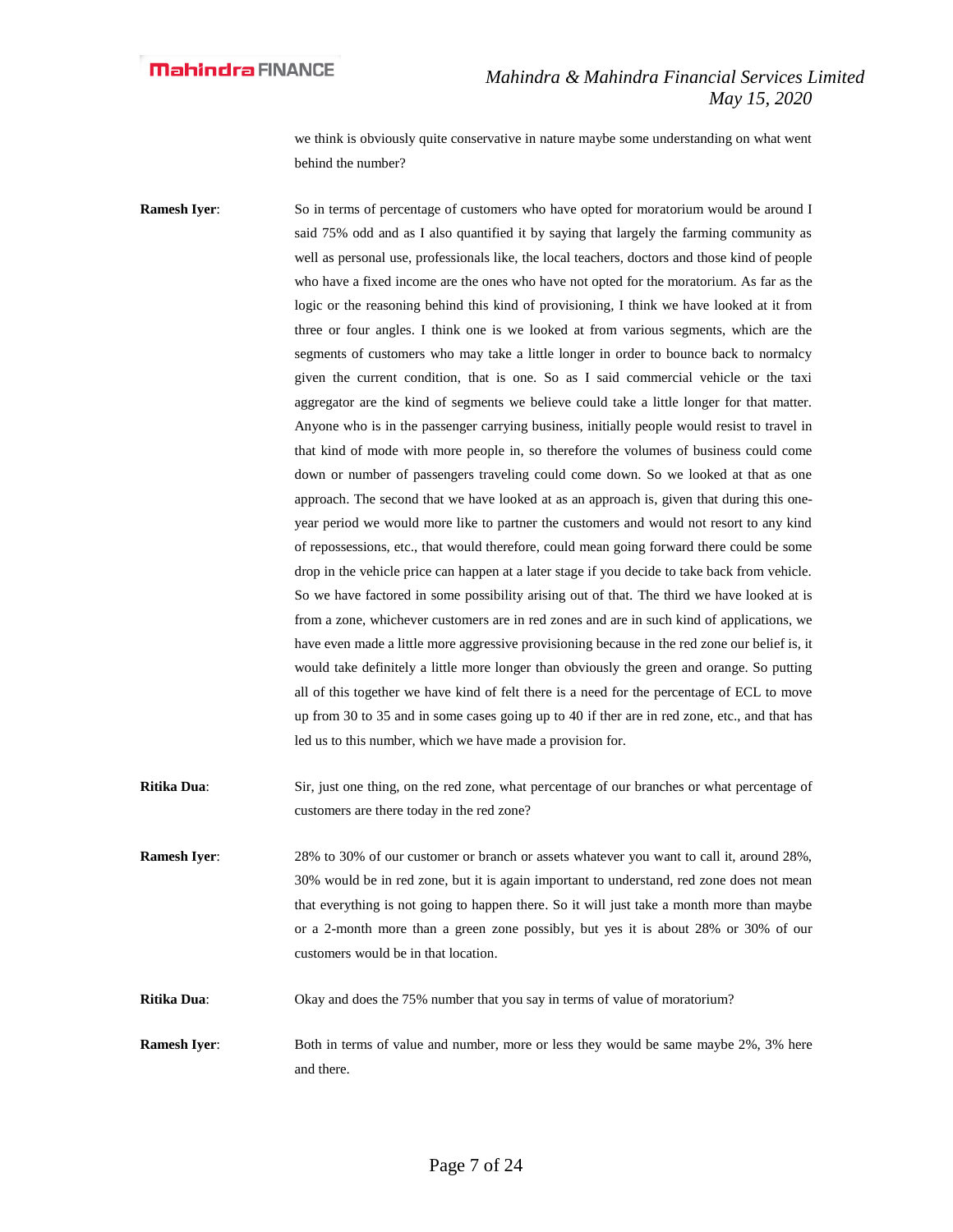we think is obviously quite conservative in nature maybe some understanding on what went behind the number?

**Ramesh Iyer**: So in terms of percentage of customers who have opted for moratorium would be around I said 75% odd and as I also quantified it by saying that largely the farming community as well as personal use, professionals like, the local teachers, doctors and those kind of people who have a fixed income are the ones who have not opted for the moratorium. As far as the logic or the reasoning behind this kind of provisioning, I think we have looked at it from three or four angles. I think one is we looked at from various segments, which are the segments of customers who may take a little longer in order to bounce back to normalcy given the current condition, that is one. So as I said commercial vehicle or the taxi aggregator are the kind of segments we believe could take a little longer for that matter. Anyone who is in the passenger carrying business, initially people would resist to travel in that kind of mode with more people in, so therefore the volumes of business could come down or number of passengers traveling could come down. So we looked at that as one approach. The second that we have looked at as an approach is, given that during this one-year period we would more like to partner the customers and would not resort to any kind of repossessions, etc., that would therefore, could mean going forward there could be some drop in the vehicle price can happen at a later stage if you decide to take back from vehicle. So we have factored in some possibility arising out of that. The third we have looked at is from a zone, whichever customers are in red zones and are in such kind of applications, we have even made a little more aggressive provisioning because in the red zone our belief is, it would take definitely a little more longer than obviously the green and orange. So putting all of this together we have kind of felt there is a need for the percentage of ECL to move up from 30 to 35 and in some cases going up to 40 if ther are in red zone, etc., and that has led us to this number, which we have made a provision for.

**Ritika Dua**: Sir, just one thing, on the red zone, what percentage of our branches or what percentage of customers are there today in the red zone?

**Ramesh Iyer**: 28% to 30% of our customer or branch or assets whatever you want to call it, around 28%, 30% would be in red zone, but it is again important to understand, red zone does not mean that everything is not going to happen there. So it will just take a month more than maybe or a 2-month more than a green zone possibly, but yes it is about 28% or 30% of our customers would be in that location.

**Ritika Dua**: Okay and does the 75% number that you say in terms of value of moratorium?

**Ramesh Iyer**: Both in terms of value and number, more or less they would be same maybe 2%, 3% here and there.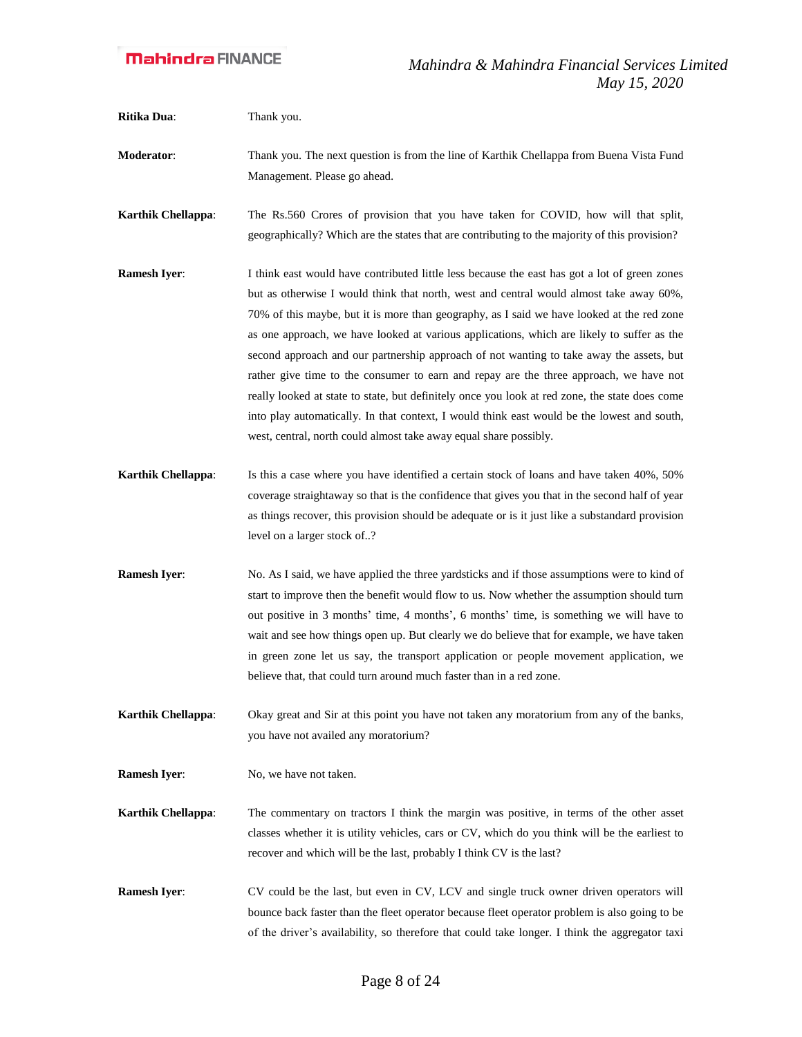**Ritika Dua**: Thank you.

**Moderator**: Thank you. The next question is from the line of Karthik Chellappa from Buena Vista Fund Management. Please go ahead.

**Karthik Chellappa**: The Rs.560 Crores of provision that you have taken for COVID, how will that split, geographically? Which are the states that are contributing to the majority of this provision?

**Ramesh Iyer**: I think east would have contributed little less because the east has got a lot of green zones but as otherwise I would think that north, west and central would almost take away 60%, 70% of this maybe, but it is more than geography, as I said we have looked at the red zone as one approach, we have looked at various applications, which are likely to suffer as the second approach and our partnership approach of not wanting to take away the assets, but rather give time to the consumer to earn and repay are the three approach, we have not really looked at state to state, but definitely once you look at red zone, the state does come into play automatically. In that context, I would think east would be the lowest and south, west, central, north could almost take away equal share possibly.

**Karthik Chellappa**: Is this a case where you have identified a certain stock of loans and have taken 40%, 50% coverage straightaway so that is the confidence that gives you that in the second half of year as things recover, this provision should be adequate or is it just like a substandard provision level on a larger stock of..?

**Ramesh Iyer**: No. As I said, we have applied the three yardsticks and if those assumptions were to kind of start to improve then the benefit would flow to us. Now whether the assumption should turn out positive in 3 months' time, 4 months', 6 months' time, is something we will have to wait and see how things open up. But clearly we do believe that for example, we have taken in green zone let us say, the transport application or people movement application, we believe that, that could turn around much faster than in a red zone.

**Karthik Chellappa**: Okay great and Sir at this point you have not taken any moratorium from any of the banks, you have not availed any moratorium?

**Ramesh Iyer**: No, we have not taken.

**Karthik Chellappa**: The commentary on tractors I think the margin was positive, in terms of the other asset classes whether it is utility vehicles, cars or CV, which do you think will be the earliest to recover and which will be the last, probably I think CV is the last?

**Ramesh Iyer**: CV could be the last, but even in CV, LCV and single truck owner driven operators will bounce back faster than the fleet operator because fleet operator problem is also going to be of the driver's availability, so therefore that could take longer. I think the aggregator taxi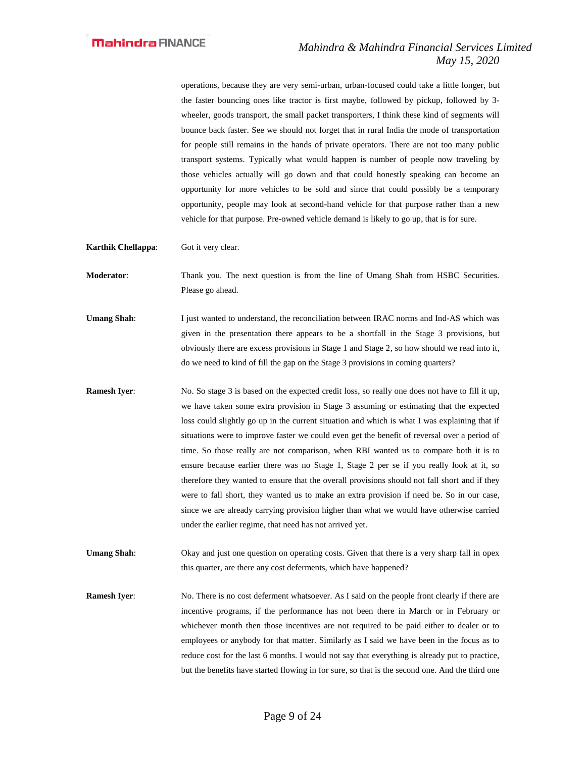operations, because they are very semi-urban, urban-focused could take a little longer, but the faster bouncing ones like tractor is first maybe, followed by pickup, followed by 3-wheeler, goods transport, the small packet transporters, I think these kind of segments will bounce back faster. See we should not forget that in rural India the mode of transportation for people still remains in the hands of private operators. There are not too many public transport systems. Typically what would happen is number of people now traveling by those vehicles actually will go down and that could honestly speaking can become an opportunity for more vehicles to be sold and since that could possibly be a temporary opportunity, people may look at second-hand vehicle for that purpose rather than a new vehicle for that purpose. Pre-owned vehicle demand is likely to go up, that is for sure.

**Karthik Chellappa**: Got it very clear.

**Moderator**: Thank you. The next question is from the line of Umang Shah from HSBC Securities. Please go ahead.

**Umang Shah**: I just wanted to understand, the reconciliation between IRAC norms and Ind-AS which was given in the presentation there appears to be a shortfall in the Stage 3 provisions, but obviously there are excess provisions in Stage 1 and Stage 2, so how should we read into it, do we need to kind of fill the gap on the Stage 3 provisions in coming quarters?

**Ramesh Iyer**: No. So stage 3 is based on the expected credit loss, so really one does not have to fill it up, we have taken some extra provision in Stage 3 assuming or estimating that the expected loss could slightly go up in the current situation and which is what I was explaining that if situations were to improve faster we could even get the benefit of reversal over a period of time. So those really are not comparison, when RBI wanted us to compare both it is to ensure because earlier there was no Stage 1, Stage 2 per se if you really look at it, so therefore they wanted to ensure that the overall provisions should not fall short and if they were to fall short, they wanted us to make an extra provision if need be. So in our case, since we are already carrying provision higher than what we would have otherwise carried under the earlier regime, that need has not arrived yet.

**Umang Shah**: Okay and just one question on operating costs. Given that there is a very sharp fall in opex this quarter, are there any cost deferments, which have happened?

**Ramesh Iyer**: No. There is no cost deferment whatsoever. As I said on the people front clearly if there are incentive programs, if the performance has not been there in March or in February or whichever month then those incentives are not required to be paid either to dealer or to employees or anybody for that matter. Similarly as I said we have been in the focus as to reduce cost for the last 6 months. I would not say that everything is already put to practice, but the benefits have started flowing in for sure, so that is the second one. And the third one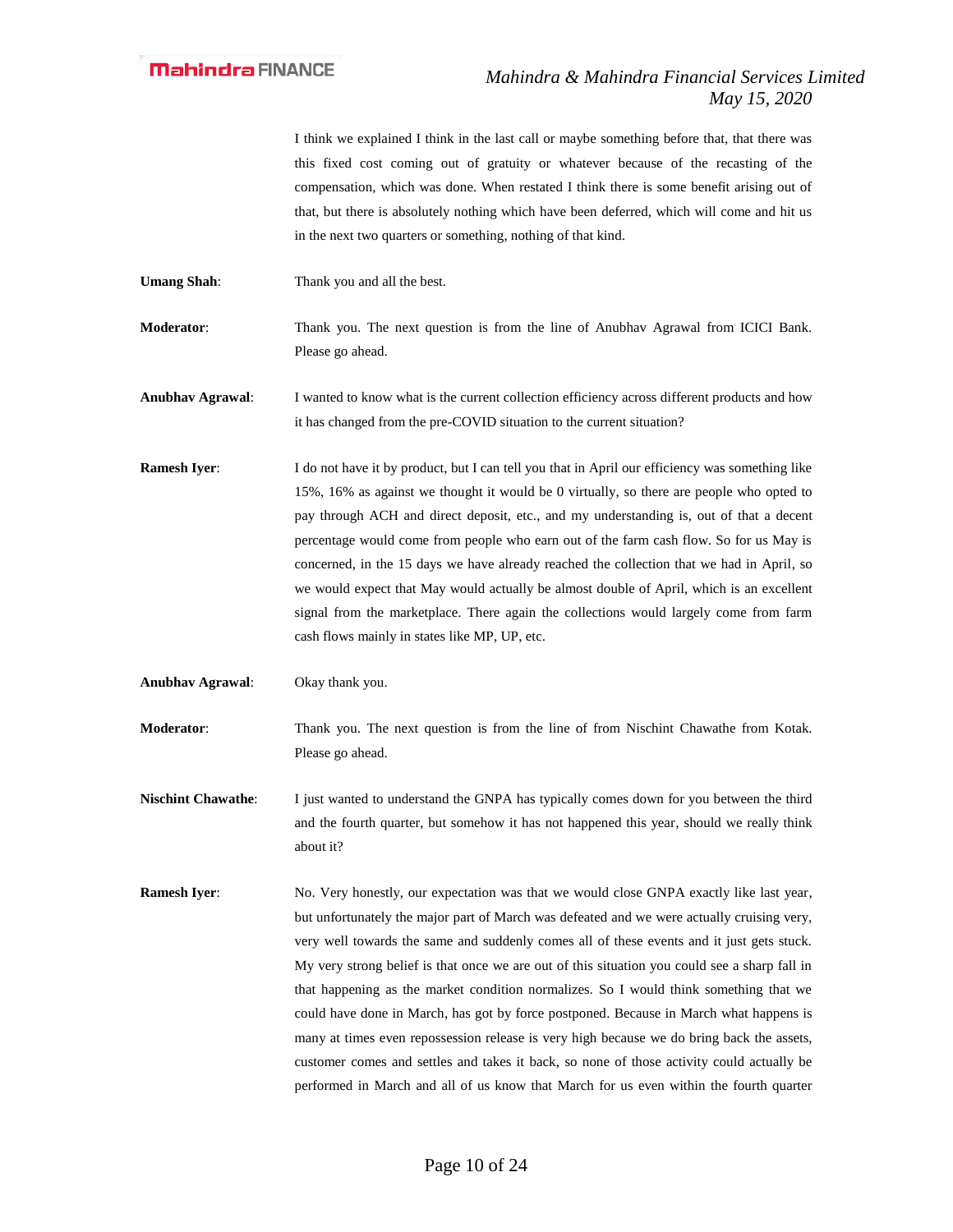I think we explained I think in the last call or maybe something before that, that there was this fixed cost coming out of gratuity or whatever because of the recasting of the compensation, which was done. When restated I think there is some benefit arising out of that, but there is absolutely nothing which have been deferred, which will come and hit us in the next two quarters or something, nothing of that kind.

**Umang Shah**: Thank you and all the best.

**Moderator**: Thank you. The next question is from the line of Anubhav Agrawal from ICICI Bank. Please go ahead.

**Anubhav Agrawal**: I wanted to know what is the current collection efficiency across different products and how it has changed from the pre-COVID situation to the current situation?

**Ramesh Iyer**: I do not have it by product, but I can tell you that in April our efficiency was something like 15%, 16% as against we thought it would be 0 virtually, so there are people who opted to pay through ACH and direct deposit, etc., and my understanding is, out of that a decent percentage would come from people who earn out of the farm cash flow. So for us May is concerned, in the 15 days we have already reached the collection that we had in April, so we would expect that May would actually be almost double of April, which is an excellent signal from the marketplace. There again the collections would largely come from farm cash flows mainly in states like MP, UP, etc.

**Anubhav Agrawal**: Okay thank you.

**Moderator**: Thank you. The next question is from the line of from Nischint Chawathe from Kotak. Please go ahead.

**Nischint Chawathe**: I just wanted to understand the GNPA has typically comes down for you between the third and the fourth quarter, but somehow it has not happened this year, should we really think about it?

**Ramesh Iyer**: No. Very honestly, our expectation was that we would close GNPA exactly like last year, but unfortunately the major part of March was defeated and we were actually cruising very, very well towards the same and suddenly comes all of these events and it just gets stuck. My very strong belief is that once we are out of this situation you could see a sharp fall in that happening as the market condition normalizes. So I would think something that we could have done in March, has got by force postponed. Because in March what happens is many at times even repossession release is very high because we do bring back the assets, customer comes and settles and takes it back, so none of those activity could actually be performed in March and all of us know that March for us even within the fourth quarter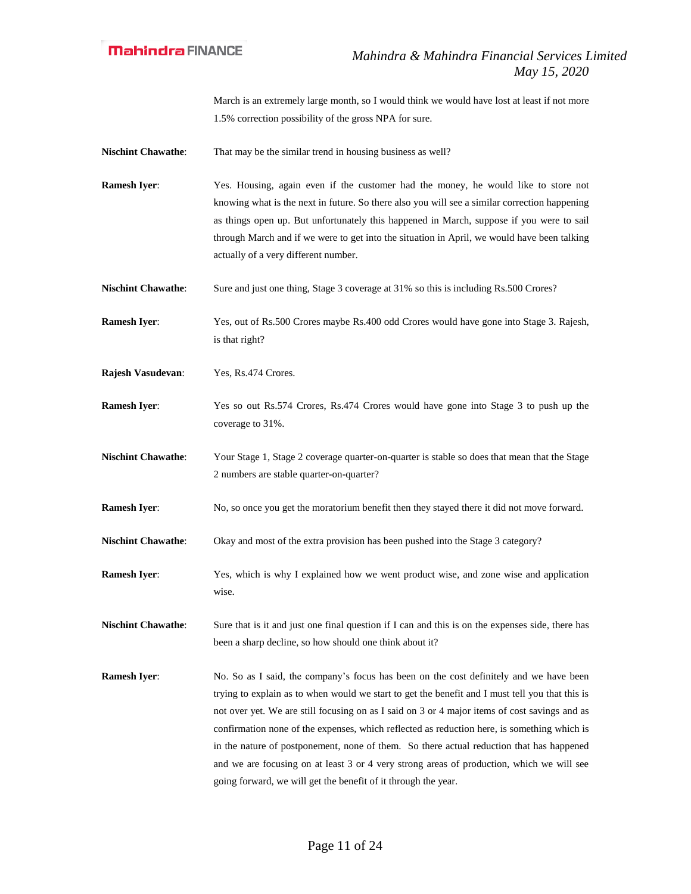March is an extremely large month, so I would think we would have lost at least if not more 1.5% correction possibility of the gross NPA for sure.

**Nischint Chawathe**: That may be the similar trend in housing business as well?

**Ramesh Iyer**: Yes. Housing, again even if the customer had the money, he would like to store not knowing what is the next in future. So there also you will see a similar correction happening as things open up. But unfortunately this happened in March, suppose if you were to sail through March and if we were to get into the situation in April, we would have been talking actually of a very different number.

**Nischint Chawathe**: Sure and just one thing, Stage 3 coverage at 31% so this is including Rs.500 Crores?

**Ramesh Iyer**: Yes, out of Rs.500 Crores maybe Rs.400 odd Crores would have gone into Stage 3. Rajesh, is that right?

**Rajesh Vasudevan**: Yes, Rs.474 Crores.

**Ramesh Iyer**: Yes so out Rs.574 Crores, Rs.474 Crores would have gone into Stage 3 to push up the coverage to 31%.

**Nischint Chawathe**: Your Stage 1, Stage 2 coverage quarter-on-quarter is stable so does that mean that the Stage 2 numbers are stable quarter-on-quarter?

**Ramesh Iyer**: No, so once you get the moratorium benefit then they stayed there it did not move forward.

**Nischint Chawathe**: Okay and most of the extra provision has been pushed into the Stage 3 category?

**Ramesh Iyer**: Yes, which is why I explained how we went product wise, and zone wise and application wise.

**Nischint Chawathe**: Sure that is it and just one final question if I can and this is on the expenses side, there has been a sharp decline, so how should one think about it?

**Ramesh Iyer**: No. So as I said, the company's focus has been on the cost definitely and we have been trying to explain as to when would we start to get the benefit and I must tell you that this is not over yet. We are still focusing on as I said on 3 or 4 major items of cost savings and as confirmation none of the expenses, which reflected as reduction here, is something which is in the nature of postponement, none of them. So there actual reduction that has happened and we are focusing on at least 3 or 4 very strong areas of production, which we will see going forward, we will get the benefit of it through the year.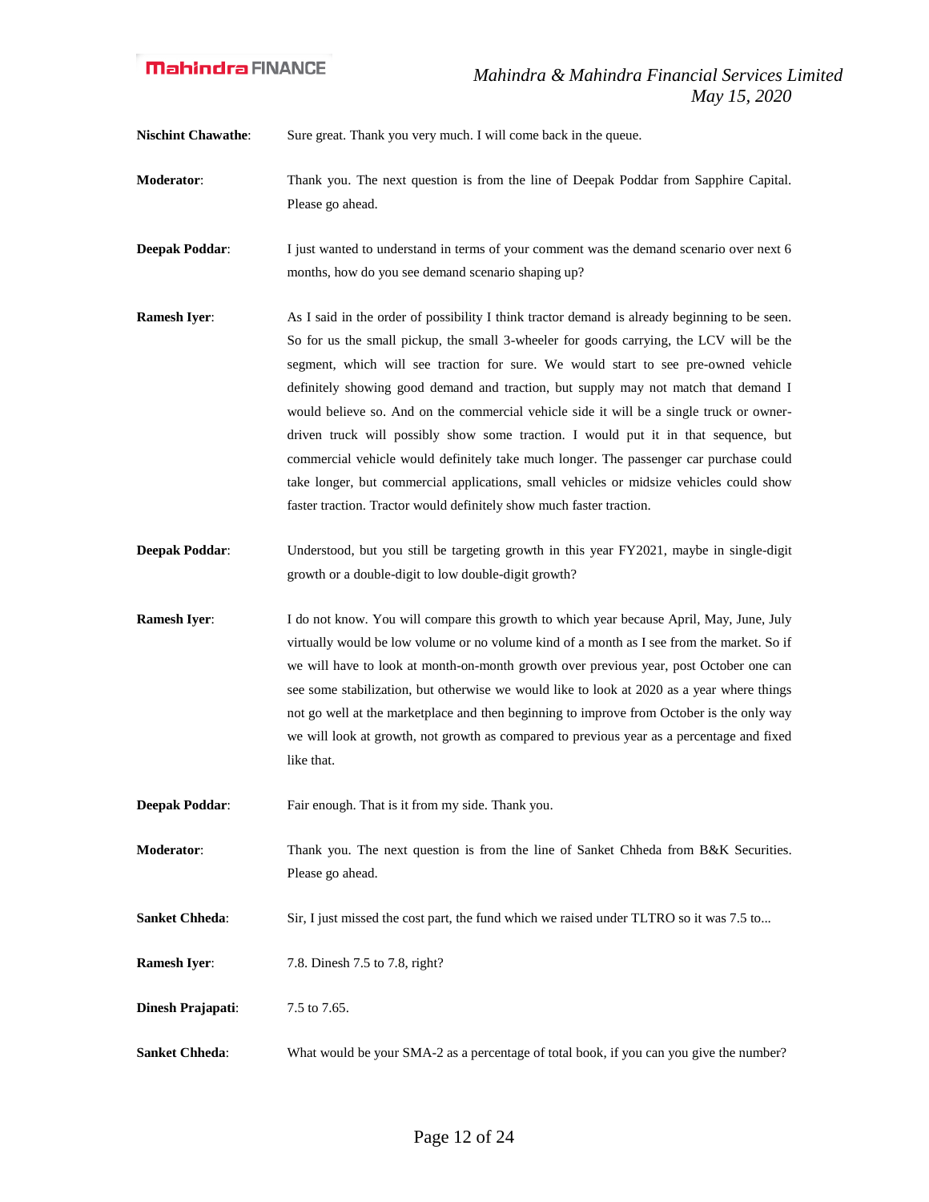**Nischint Chawathe**: Sure great. Thank you very much. I will come back in the queue.

**Moderator**: Thank you. The next question is from the line of Deepak Poddar from Sapphire Capital. Please go ahead.

**Deepak Poddar**: I just wanted to understand in terms of your comment was the demand scenario over next 6 months, how do you see demand scenario shaping up?

**Ramesh Iyer**: As I said in the order of possibility I think tractor demand is already beginning to be seen. So for us the small pickup, the small 3-wheeler for goods carrying, the LCV will be the segment, which will see traction for sure. We would start to see pre-owned vehicle definitely showing good demand and traction, but supply may not match that demand I would believe so. And on the commercial vehicle side it will be a single truck or owner-driven truck will possibly show some traction. I would put it in that sequence, but commercial vehicle would definitely take much longer. The passenger car purchase could take longer, but commercial applications, small vehicles or midsize vehicles could show faster traction. Tractor would definitely show much faster traction.

**Deepak Poddar**: Understood, but you still be targeting growth in this year FY2021, maybe in single-digit growth or a double-digit to low double-digit growth?

**Ramesh Iyer**: I do not know. You will compare this growth to which year because April, May, June, July virtually would be low volume or no volume kind of a month as I see from the market. So if we will have to look at month-on-month growth over previous year, post October one can see some stabilization, but otherwise we would like to look at 2020 as a year where things not go well at the marketplace and then beginning to improve from October is the only way we will look at growth, not growth as compared to previous year as a percentage and fixed like that.

**Deepak Poddar**: Fair enough. That is it from my side. Thank you.

**Moderator**: Thank you. The next question is from the line of Sanket Chheda from B&K Securities. Please go ahead.

**Sanket Chheda**: Sir, I just missed the cost part, the fund which we raised under TLTRO so it was 7.5 to...

**Ramesh Iyer**: 7.8. Dinesh 7.5 to 7.8, right?

**Dinesh Prajapati**: 7.5 to 7.65.

**Sanket Chheda**: What would be your SMA-2 as a percentage of total book, if you can you give the number?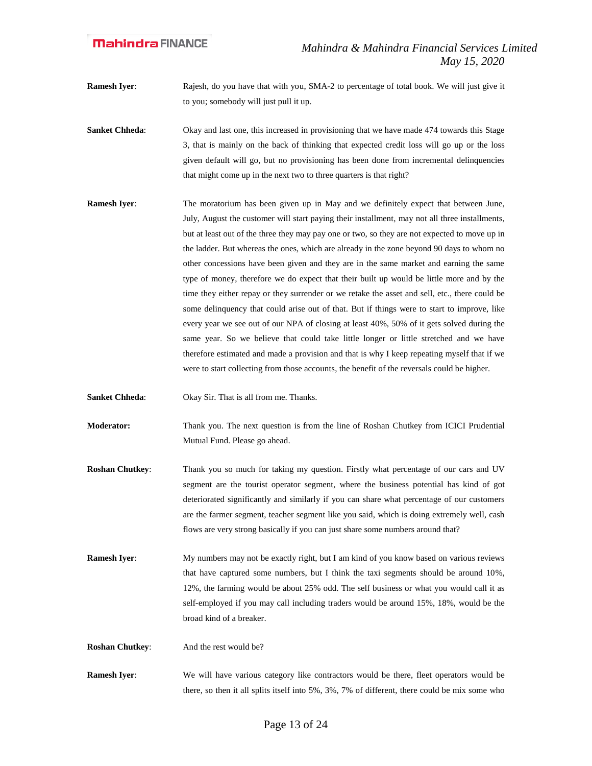**Ramesh Iyer**: Rajesh, do you have that with you, SMA-2 to percentage of total book. We will just give it to you; somebody will just pull it up.

**Sanket Chheda**: Okay and last one, this increased in provisioning that we have made 474 towards this Stage 3, that is mainly on the back of thinking that expected credit loss will go up or the loss given default will go, but no provisioning has been done from incremental delinquencies that might come up in the next two to three quarters is that right?

**Ramesh Iyer**: The moratorium has been given up in May and we definitely expect that between June, July, August the customer will start paying their installment, may not all three installments, but at least out of the three they may pay one or two, so they are not expected to move up in the ladder. But whereas the ones, which are already in the zone beyond 90 days to whom no other concessions have been given and they are in the same market and earning the same type of money, therefore we do expect that their built up would be little more and by the time they either repay or they surrender or we retake the asset and sell, etc., there could be some delinquency that could arise out of that. But if things were to start to improve, like every year we see out of our NPA of closing at least 40%, 50% of it gets solved during the same year. So we believe that could take little longer or little stretched and we have therefore estimated and made a provision and that is why I keep repeating myself that if we were to start collecting from those accounts, the benefit of the reversals could be higher.

**Sanket Chheda**: Okay Sir. That is all from me. Thanks.

**Moderator:** Thank you. The next question is from the line of Roshan Chutkey from ICICI Prudential Mutual Fund. Please go ahead.

**Roshan Chutkey**: Thank you so much for taking my question. Firstly what percentage of our cars and UV segment are the tourist operator segment, where the business potential has kind of got deteriorated significantly and similarly if you can share what percentage of our customers are the farmer segment, teacher segment like you said, which is doing extremely well, cash flows are very strong basically if you can just share some numbers around that?

**Ramesh Iyer**: My numbers may not be exactly right, but I am kind of you know based on various reviews that have captured some numbers, but I think the taxi segments should be around 10%, 12%, the farming would be about 25% odd. The self business or what you would call it as self-employed if you may call including traders would be around 15%, 18%, would be the broad kind of a breaker.

**Roshan Chutkey**: And the rest would be?

**Ramesh Iyer**: We will have various category like contractors would be there, fleet operators would be there, so then it all splits itself into 5%, 3%, 7% of different, there could be mix some who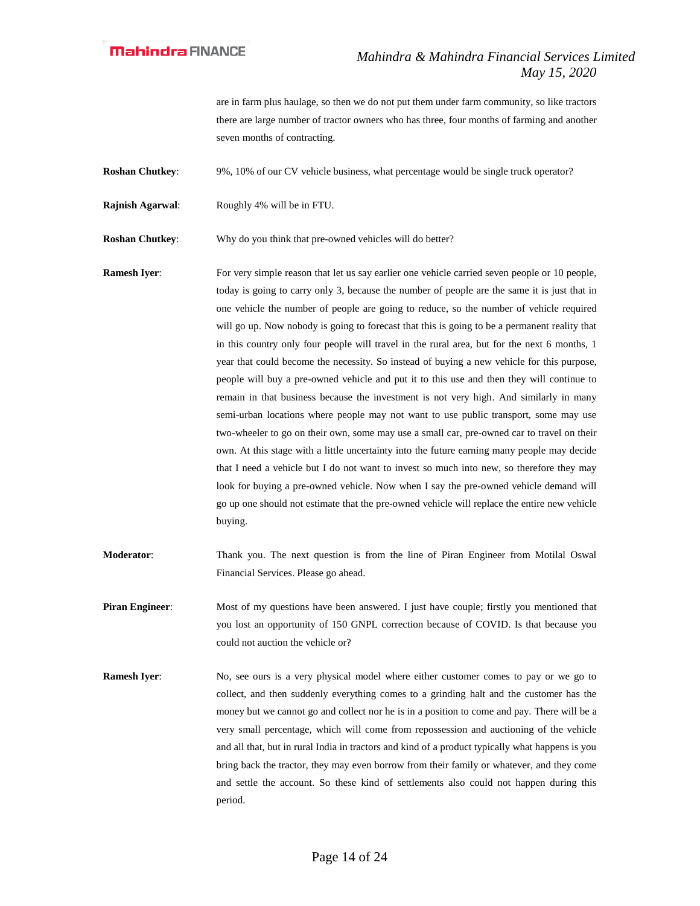are in farm plus haulage, so then we do not put them under farm community, so like tractors there are large number of tractor owners who has three, four months of farming and another seven months of contracting.

**Roshan Chutkey**: 9%, 10% of our CV vehicle business, what percentage would be single truck operator?

**Rajnish Agarwal**: Roughly 4% will be in FTU.

**Roshan Chutkey**: Why do you think that pre-owned vehicles will do better?

**Ramesh Iyer**: For very simple reason that let us say earlier one vehicle carried seven people or 10 people, today is going to carry only 3, because the number of people are the same it is just that in one vehicle the number of people are going to reduce, so the number of vehicle required will go up. Now nobody is going to forecast that this is going to be a permanent reality that in this country only four people will travel in the rural area, but for the next 6 months, 1 year that could become the necessity. So instead of buying a new vehicle for this purpose, people will buy a pre-owned vehicle and put it to this use and then they will continue to remain in that business because the investment is not very high. And similarly in many semi-urban locations where people may not want to use public transport, some may use two-wheeler to go on their own, some may use a small car, pre-owned car to travel on their own. At this stage with a little uncertainty into the future earning many people may decide that I need a vehicle but I do not want to invest so much into new, so therefore they may look for buying a pre-owned vehicle. Now when I say the pre-owned vehicle demand will go up one should not estimate that the pre-owned vehicle will replace the entire new vehicle buying.

**Moderator**: Thank you. The next question is from the line of Piran Engineer from Motilal Oswal Financial Services. Please go ahead.

**Piran Engineer**: Most of my questions have been answered. I just have couple; firstly you mentioned that you lost an opportunity of 150 GNPL correction because of COVID. Is that because you could not auction the vehicle or?

**Ramesh Iyer**: No, see ours is a very physical model where either customer comes to pay or we go to collect, and then suddenly everything comes to a grinding halt and the customer has the money but we cannot go and collect nor he is in a position to come and pay. There will be a very small percentage, which will come from repossession and auctioning of the vehicle and all that, but in rural India in tractors and kind of a product typically what happens is you bring back the tractor, they may even borrow from their family or whatever, and they come and settle the account. So these kind of settlements also could not happen during this period.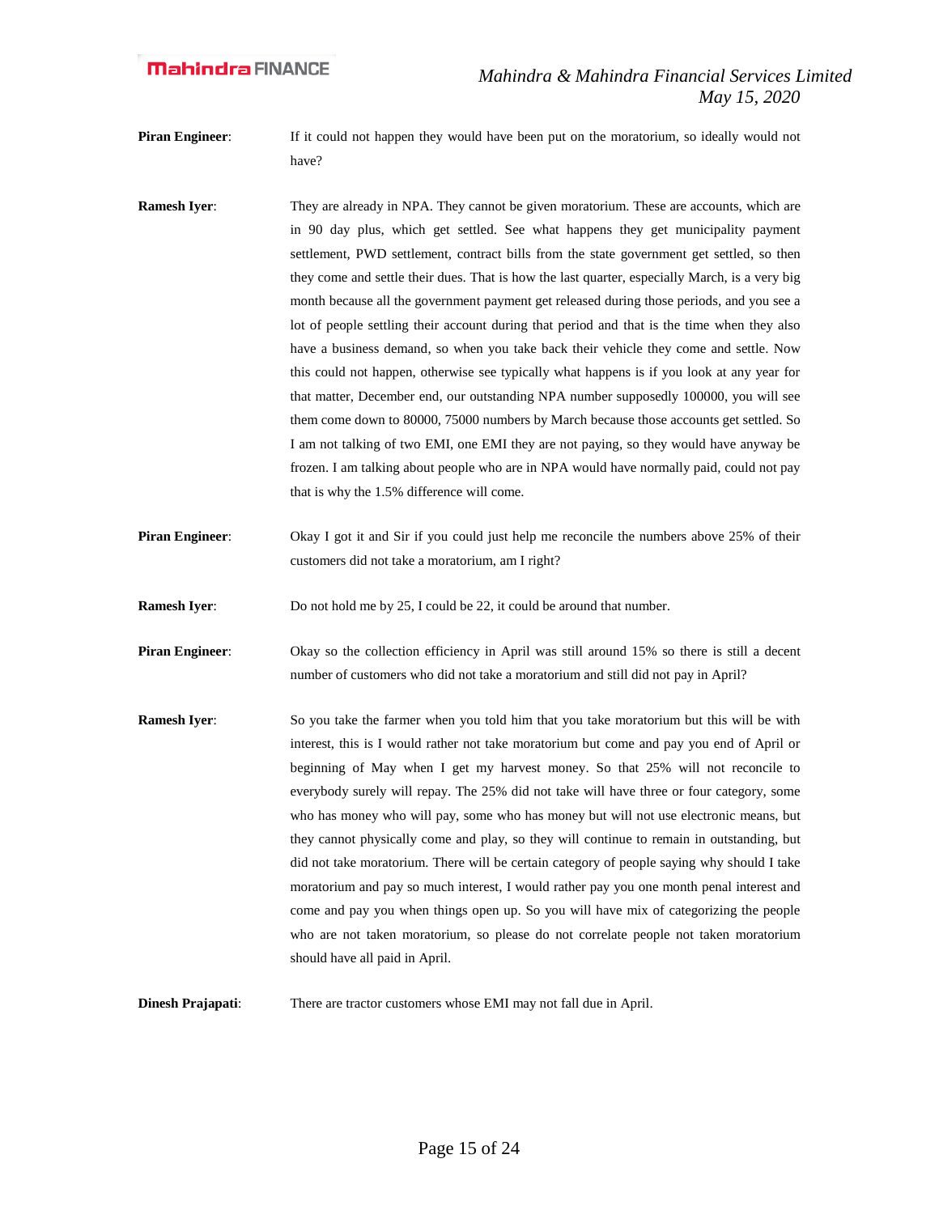**Piran Engineer**: If it could not happen they would have been put on the moratorium, so ideally would not have?

**Ramesh Iyer**: They are already in NPA. They cannot be given moratorium. These are accounts, which are in 90 day plus, which get settled. See what happens they get municipality payment settlement, PWD settlement, contract bills from the state government get settled, so then they come and settle their dues. That is how the last quarter, especially March, is a very big month because all the government payment get released during those periods, and you see a lot of people settling their account during that period and that is the time when they also have a business demand, so when you take back their vehicle they come and settle. Now this could not happen, otherwise see typically what happens is if you look at any year for that matter, December end, our outstanding NPA number supposedly 100000, you will see them come down to 80000, 75000 numbers by March because those accounts get settled. So I am not talking of two EMI, one EMI they are not paying, so they would have anyway be frozen. I am talking about people who are in NPA would have normally paid, could not pay that is why the 1.5% difference will come.

**Piran Engineer**: Okay I got it and Sir if you could just help me reconcile the numbers above 25% of their customers did not take a moratorium, am I right?

**Ramesh Iyer**: Do not hold me by 25, I could be 22, it could be around that number.

**Piran Engineer**: Okay so the collection efficiency in April was still around 15% so there is still a decent number of customers who did not take a moratorium and still did not pay in April?

**Ramesh Iyer**: So you take the farmer when you told him that you take moratorium but this will be with interest, this is I would rather not take moratorium but come and pay you end of April or beginning of May when I get my harvest money. So that 25% will not reconcile to everybody surely will repay. The 25% did not take will have three or four category, some who has money who will pay, some who has money but will not use electronic means, but they cannot physically come and play, so they will continue to remain in outstanding, but did not take moratorium. There will be certain category of people saying why should I take moratorium and pay so much interest, I would rather pay you one month penal interest and come and pay you when things open up. So you will have mix of categorizing the people who are not taken moratorium, so please do not correlate people not taken moratorium should have all paid in April.

**Dinesh Prajapati**: There are tractor customers whose EMI may not fall due in April.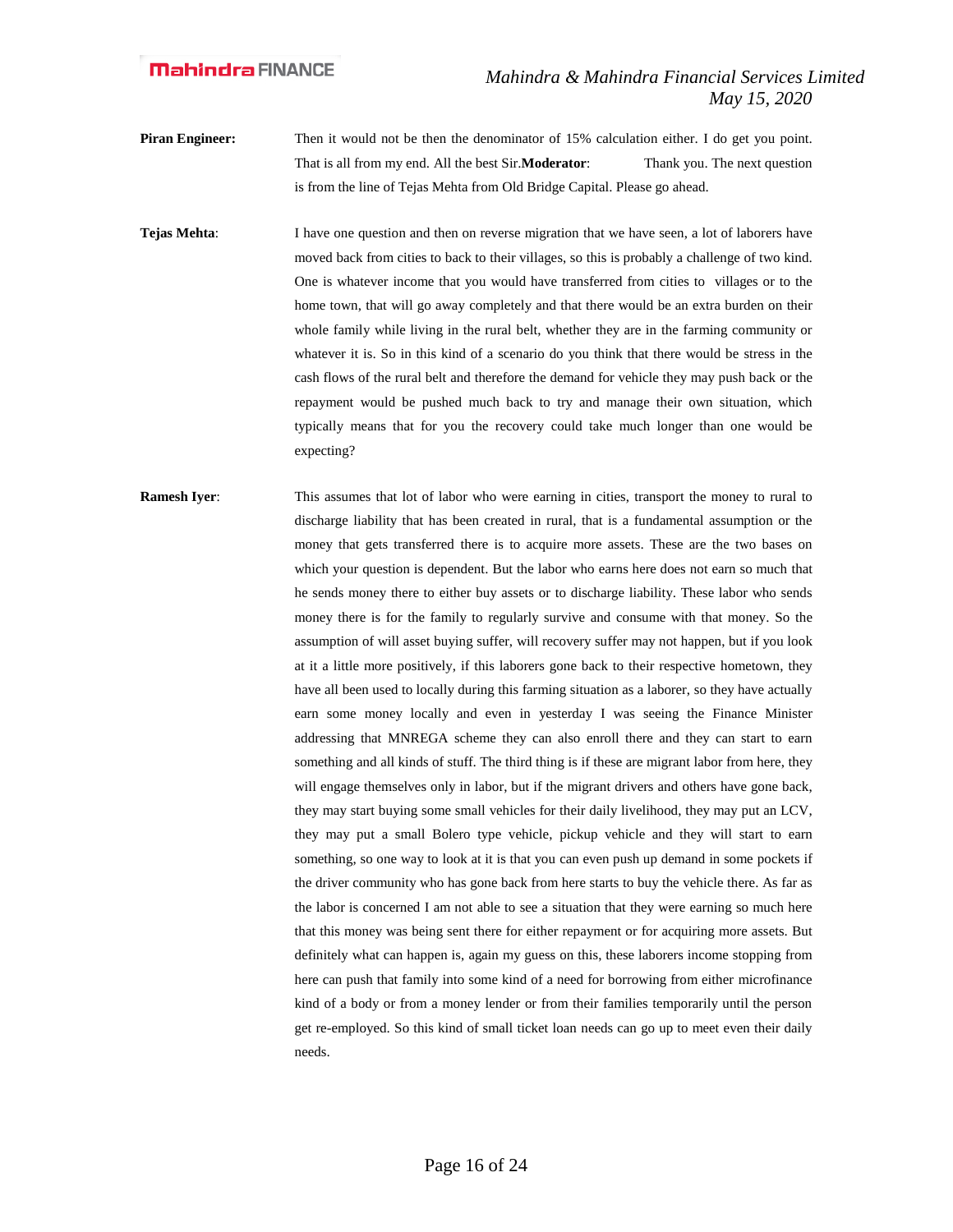**Piran Engineer:** Then it would not be then the denominator of 15% calculation either. I do get you point. That is all from my end. All the best Sir.

**Moderator**: Thank you. The next question is from the line of Tejas Mehta from Old Bridge Capital. Please go ahead.

**Tejas Mehta**: I have one question and then on reverse migration that we have seen, a lot of laborers have moved back from cities to back to their villages, so this is probably a challenge of two kind. One is whatever income that you would have transferred from cities to villages or to the home town, that will go away completely and that there would be an extra burden on their whole family while living in the rural belt, whether they are in the farming community or whatever it is. So in this kind of a scenario do you think that there would be stress in the cash flows of the rural belt and therefore the demand for vehicle they may push back or the repayment would be pushed much back to try and manage their own situation, which typically means that for you the recovery could take much longer than one would be expecting?

**Ramesh Iyer**: This assumes that lot of labor who were earning in cities, transport the money to rural to discharge liability that has been created in rural, that is a fundamental assumption or the money that gets transferred there is to acquire more assets. These are the two bases on which your question is dependent. But the labor who earns here does not earn so much that he sends money there to either buy assets or to discharge liability. These labor who sends money there is for the family to regularly survive and consume with that money. So the assumption of will asset buying suffer, will recovery suffer may not happen, but if you look at it a little more positively, if this laborers gone back to their respective hometown, they have all been used to locally during this farming situation as a laborer, so they have actually earn some money locally and even in yesterday I was seeing the Finance Minister addressing that MNREGA scheme they can also enroll there and they can start to earn something and all kinds of stuff. The third thing is if these are migrant labor from here, they will engage themselves only in labor, but if the migrant drivers and others have gone back, they start buying some small vehicles for their daily livelihood, they may put an LCV, they may put a small Bolero type vehicle, pickup vehicle and they will start to earn something, so one way to look at it is that you can even push up demand in some pockets if the driver community who has gone back from here starts to buy the vehicle there. As far as the labor is concerned I am not able to see a situation that they were earning so much here that this money was being sent there for either repayment or for acquiring more assets. But definitely what can happen is, again my guess on this, these laborers income stopping from here can push that family into some kind of a need for borrowing from either microfinance kind of a body or from a money lender or from their families temporarily until the person get re-employed. So this kind of small ticket loan needs can go up to meet even their daily needs.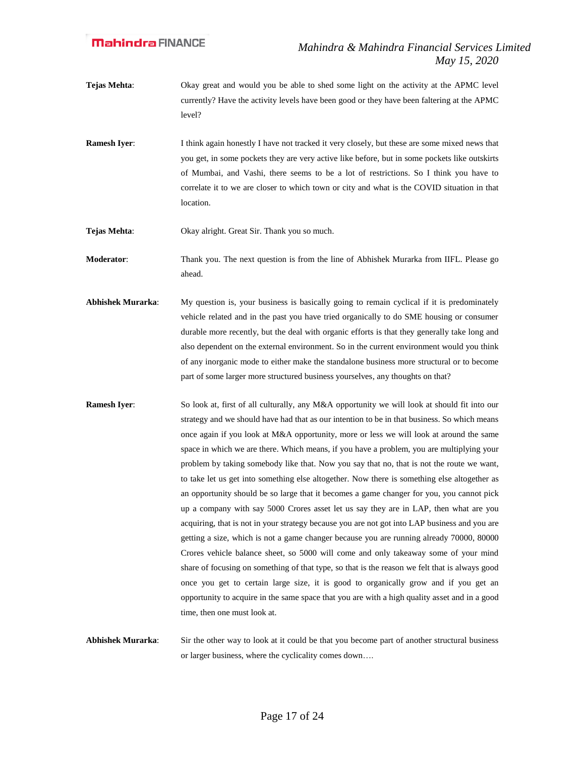**Tejas Mehta**: Okay great and would you be able to shed some light on the activity at the APMC level currently? Have the activity levels have been good or they have been faltering at the APMC level?

**Ramesh Iyer**: I think again honestly I have not tracked it very closely, but these are some mixed news that you get, in some pockets they are very active like before, but in some pockets like outskirts of Mumbai, and Vashi, there seems to be a lot of restrictions. So I think you have to correlate it to we are closer to which town or city and what is the COVID situation in that location.

**Tejas Mehta**: Okay alright. Great Sir. Thank you so much.

**Moderator**: Thank you. The next question is from the line of Abhishek Murarka from IIFL. Please go ahead.

**Abhishek Murarka**: My question is, your business is basically going to remain cyclical if it is predominately vehicle related and in the past you have tried organically to do SME housing or consumer durable more recently, but the deal with organic efforts is that they generally take long and also dependent on the external environment. So in the current environment would you think of any inorganic mode to either make the standalone business more structural or to become part of some larger more structured business yourselves, any thoughts on that?

**Ramesh Iyer**: So look at, first of all culturally, any M&A opportunity we will look at should fit into our strategy and we should have had that as our intention to be in that business. So which means once again if you look at M&A opportunity, more or less we will look at around the same space in which we are there. Which means, if you have a problem, you are multiplying your problem by taking somebody like that. Now you say that no, that is not the route we want, to take let us get into something else altogether. Now there is something else altogether as an opportunity should be so large that it becomes a game changer for you, you cannot pick up a company with say 5000 Crores asset let us say they are in LAP, then what are you acquiring, that is not in your strategy because you are not got into LAP business and you are getting a size, which is not a game changer because you are running already 70000, 80000 Crores vehicle balance sheet, so 5000 will come and only takeaway some of your mind share of focusing on something of that type, so that is the reason we felt that is always good once you get to certain large size, it is good to organically grow and if you get an opportunity to acquire in the same space that you are with a high quality asset and in a good time, then one must look at.

**Abhishek Murarka**: Sir the other way to look at it could be that you become part of another structural business or larger business, where the cyclicality comes down….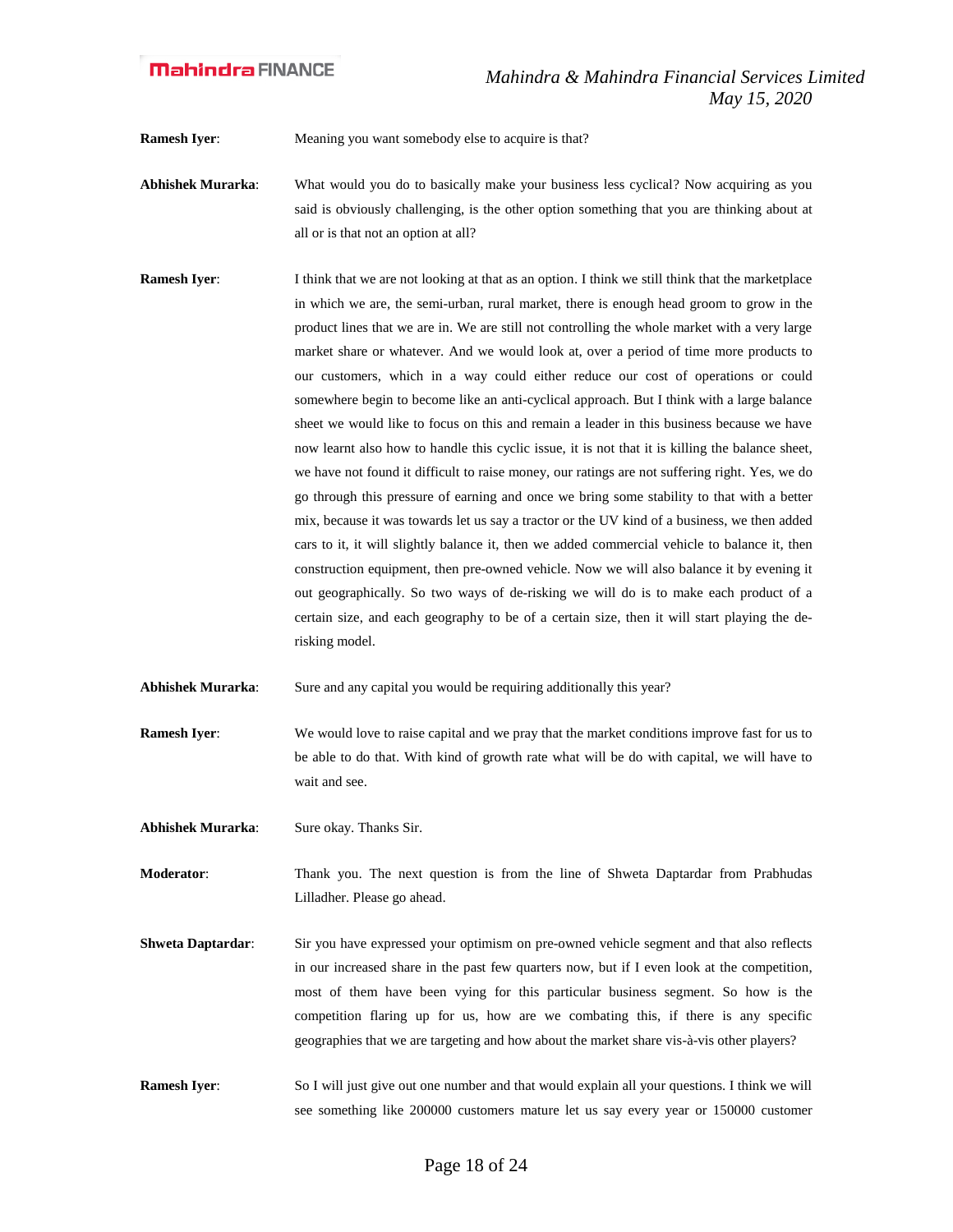**Ramesh Iyer**: Meaning you want somebody else to acquire is that?

**Abhishek Murarka**: What would you do to basically make your business less cyclical? Now acquiring as you said is obviously challenging, is the other option something that you are thinking about at all or is that not an option at all?

**Ramesh Iyer**: I think that we are not looking at that as an option. I think we still think that the marketplace in which we are, the semi-urban, rural market, there is enough head groom to grow in the product lines that we are in. We are still not controlling the whole market with a very large market share or whatever. And we would look at, over a period of time more products to our customers, which in a way could either reduce our cost of operations or could somewhere begin to become like an anti-cyclical approach. But I think with a large balance sheet we would like to focus on this and remain a leader in this business because we have now learnt also how to handle this cyclic issue, it is not that it is killing the balance sheet, we have not found it difficult to raise money, our ratings are not suffering right. Yes, we do go through this pressure of earning and once we bring some stability to that with a better mix, because it was towards let us say a tractor or the UV kind of a business, we then added cars to it, it will slightly balance it, then we added commercial vehicle to balance it, then construction equipment, then pre-owned vehicle. Now we will also balance it by evening it out geographically. So two ways of de-risking we will do is to make each product of a certain size, and each geography to be of a certain size, then it will start playing the de-risking model.

**Abhishek Murarka**: Sure and any capital you would be requiring additionally this year?

**Ramesh Iyer**: We would love to raise capital and we pray that the market conditions improve fast for us to be able to do that. With kind of growth rate what will be do with capital, we will have to wait and see.

**Abhishek Murarka**: Sure okay. Thanks Sir.

**Moderator**: Thank you. The next question is from the line of Shweta Daptardar from Prabhudas Lilladher. Please go ahead.

**Shweta Daptardar**: Sir you have expressed your optimism on pre-owned vehicle segment and that also reflects in our increased share in the past few quarters now, but if I even look at the competition, most of them have been vying for this particular business segment. So how is the competition flaring up for us, how are we combating this, if there is any specific geographies that we are targeting and how about the market share vis-à-vis other players?

**Ramesh Iyer**: So I will just give out one number and that would explain all your questions. I think we will see something like 200000 customers mature let us say every year or 150000 customer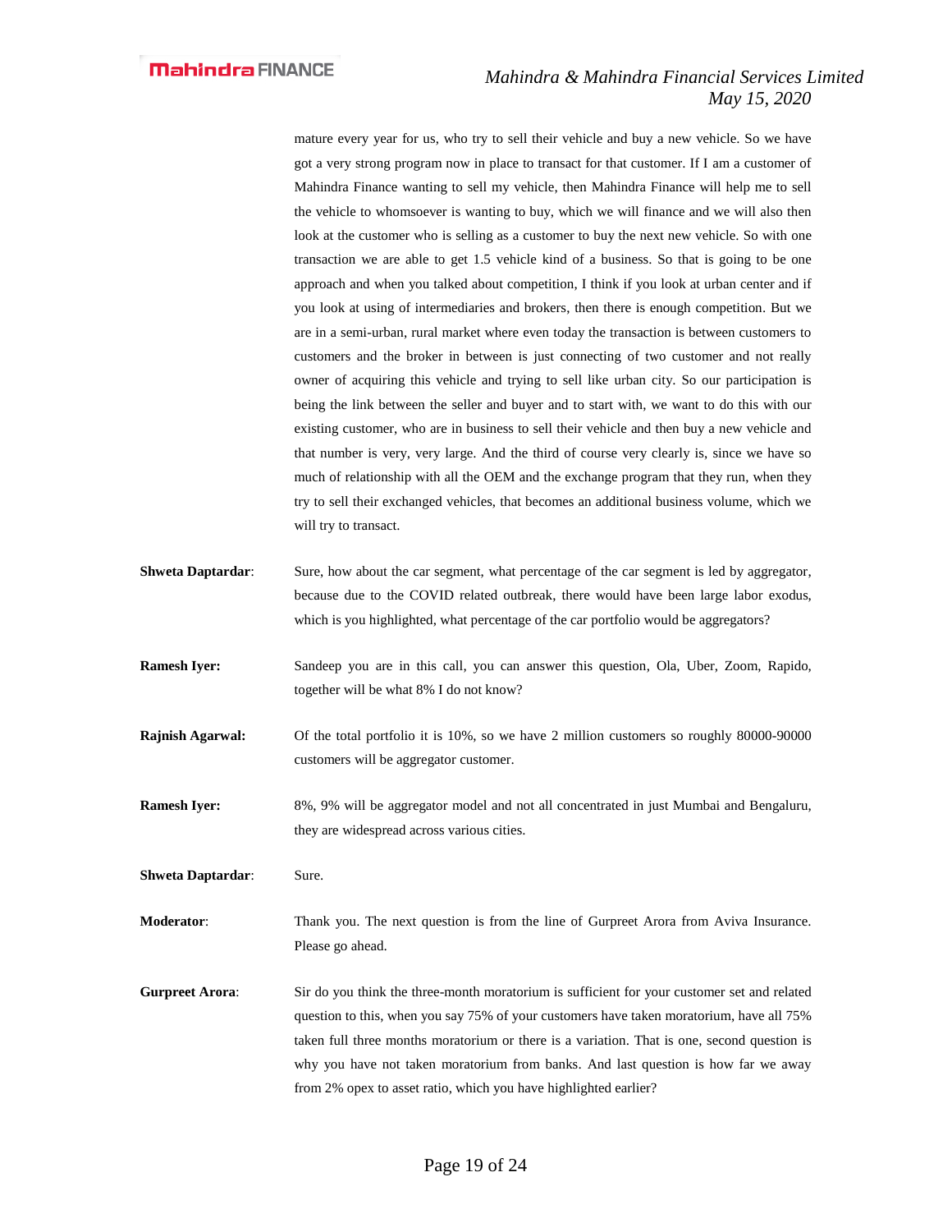mature every year for us, who try to sell their vehicle and buy a new vehicle. So we have got a very strong program now in place to transact for that customer. If I am a customer of Mahindra Finance wanting to sell my vehicle, then Mahindra Finance will help me to sell the vehicle to whomsoever is wanting to buy, which we will finance and we will also then look at the customer who is selling as a customer to buy the next new vehicle. So with one transaction we are able to get 1.5 vehicle kind of a business. So that is going to be one approach and when you talked about competition, I think if you look at urban center and if you look at using of intermediaries and brokers, then there is enough competition. But we are in a semi-urban, rural market where even today the transaction is between customers to customers and the broker in between is just connecting of two customer and not really owner of acquiring this vehicle and trying to sell like urban city. So our participation is being the link between the seller and buyer and to start with, we want to do this with our existing customer, who are in business to sell their vehicle and then buy a new vehicle and that number is very, very large. And the third of course very clearly is, since we have so much of relationship with all the OEM and the exchange program that they run, when they try to sell their exchanged vehicles, that becomes an additional business volume, which we will try to transact.

**Shweta Daptardar**: Sure, how about the car segment, what percentage of the car segment is led by aggregator, because due to the COVID related outbreak, there would have been large labor exodus, which is you highlighted, what percentage of the car portfolio would be aggregators?

**Ramesh Iyer:** Sandeep you are in this call, you can answer this question, Ola, Uber, Zoom, Rapido, together will be what 8% I do not know?

**Rajnish Agarwal:** Of the total portfolio it is 10%, so we have 2 million customers so roughly 80000-90000 customers will be aggregator customer.

**Ramesh Iyer:** 8%, 9% will be aggregator model and not all concentrated in just Mumbai and Bengaluru, they are widespread across various cities.

**Shweta Daptardar**: Sure.

**Moderator**: Thank you. The next question is from the line of Gurpreet Arora from Aviva Insurance. Please go ahead.

**Gurpreet Arora**: Sir do you think the three-month moratorium is sufficient for your customer set and related question to this, when you say 75% of your customers have taken moratorium, have all 75% taken full three months moratorium or there is a variation. That is one, second question is why you have not taken moratorium from banks. And last question is how far we away from 2% opex to asset ratio, which you have highlighted earlier?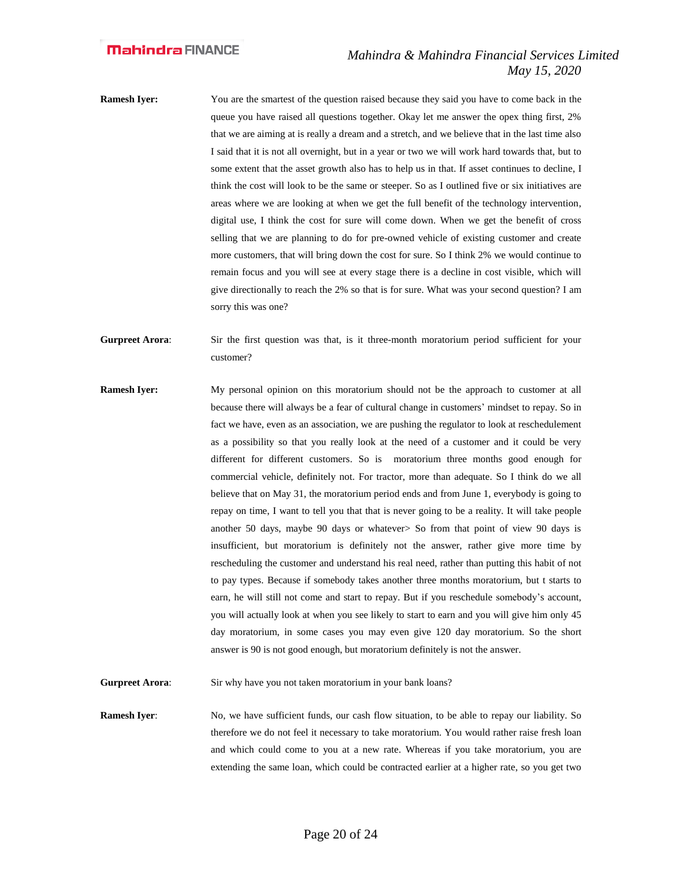**Ramesh Iyer:** You are the smartest of the question raised because they said you have to come back in the queue you have raised all questions together. Okay let me answer the opex thing first, 2% that we are aiming at is really a dream and a stretch, and we believe that in the last time also I said that it is not all overnight, but in a year or two we will work hard towards that, but to some extent that the asset growth also has to help us in that. If asset continues to decline, I think the cost will look to be the same or steeper. So as I outlined five or six initiatives are areas where we are looking at when we get the full benefit of the technology intervention, digital use, I think the cost for sure will come down. When we get the benefit of cross selling that we are planning to do for pre-owned vehicle of existing customer and create more customers, that will bring down the cost for sure. So I think 2% we would continue to remain focus and you will see at every stage there is a decline in cost visible, which will give directionally to reach the 2% so that is for sure. What was your second question? I am sorry this was one?

**Gurpreet Arora**: Sir the first question was that, is it three-month moratorium period sufficient for your customer?

**Ramesh Iyer:** My personal opinion on this moratorium should not be the approach to customer at all because there will always be a fear of cultural change in customers' mindset to repay. So in fact we have, even as an association, we are pushing the regulator to look at reschedulement as a possibility so that you really look at the need of a customer and it could be very different for different customers. So is moratorium three months good enough for commercial vehicle, definitely not. For tractor, more than adequate. So I think do we all believe that on May 31, the moratorium period ends and from June 1, everybody is going to repay on time, I want to tell you that that is never going to be a reality. It will take people another 50 days, maybe 90 days or whatever> So from that point of view 90 days is insufficient, but moratorium is definitely not the answer, rather give more time by rescheduling the customer and understand his real need, rather than putting this habit of not to pay types. Because if somebody takes another three months moratorium, but t starts to earn, he will still not come and start to repay. But if you reschedule somebody's account, you will actually look at when you see likely to start to earn and you will give him only 45 day moratorium, in some cases you may even give 120 day moratorium. So the short answer is 90 is not good enough, but moratorium definitely is not the answer.

**Gurpreet Arora**: Sir why have you not taken moratorium in your bank loans?

**Ramesh Iyer**: No, we have sufficient funds, our cash flow situation, to be able to repay our liability. So therefore we do not feel it necessary to take moratorium. You would rather raise fresh loan and which could come to you at a new rate. Whereas if you take moratorium, you are extending the same loan, which could be contracted earlier at a higher rate, so you get two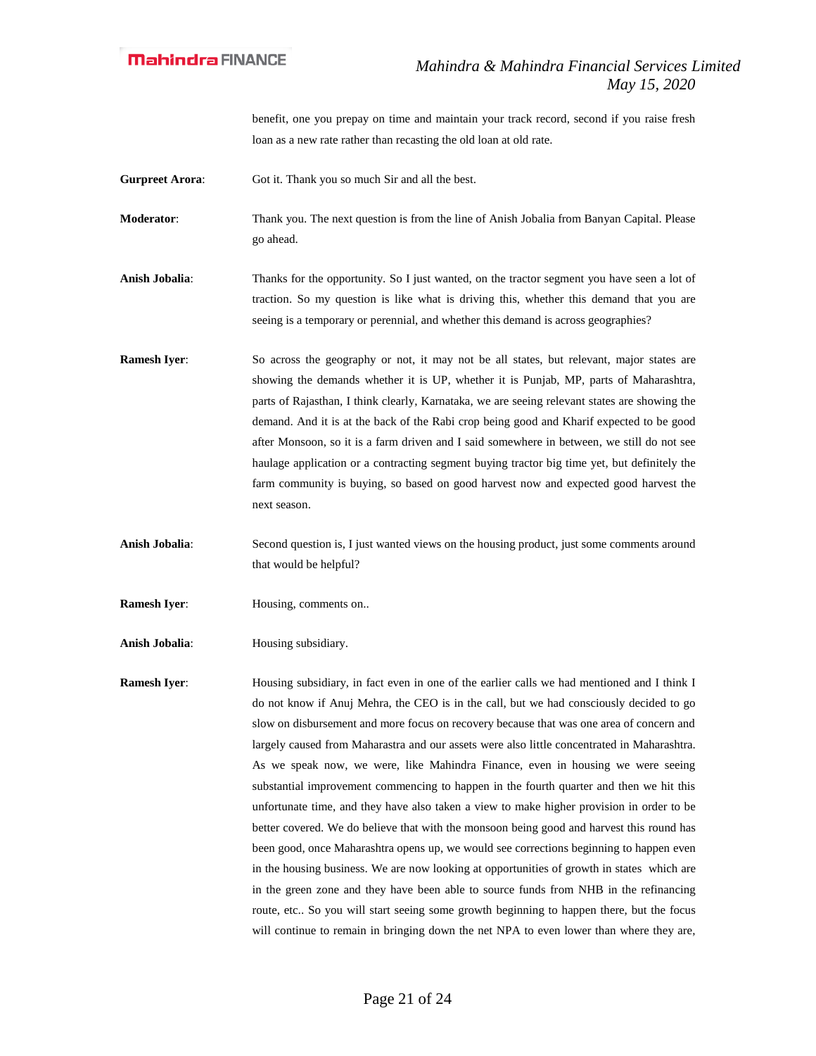benefit, one you prepay on time and maintain your track record, second if you raise fresh loan as a new rate rather than recasting the old loan at old rate.

**Gurpreet Arora**: Got it. Thank you so much Sir and all the best.

**Moderator**: Thank you. The next question is from the line of Anish Jobalia from Banyan Capital. Please go ahead.

**Anish Jobalia**: Thanks for the opportunity. So I just wanted, on the tractor segment you have seen a lot of traction. So my question is like what is driving this, whether this demand that you are seeing is a temporary or perennial, and whether this demand is across geographies?

**Ramesh Iyer**: So across the geography or not, it may not be all states, but relevant, major states are showing the demands whether it is UP, whether it is Punjab, MP, parts of Maharashtra, parts of Rajasthan, I think clearly, Karnataka, we are seeing relevant states are showing the demand. And it is at the back of the Rabi crop being good and Kharif expected to be good after Monsoon, so it is a farm driven and I said somewhere in between, we still do not see haulage application or a contracting segment buying tractor big time yet, but definitely the farm community is buying, so based on good harvest now and expected good harvest the next season.

**Anish Jobalia**: Second question is, I just wanted views on the housing product, just some comments around that would be helpful?

**Ramesh Iyer**: Housing, comments on..

**Anish Jobalia**: Housing subsidiary.

**Ramesh Iyer**: Housing subsidiary, in fact even in one of the earlier calls we had mentioned and I think I do not know if Anuj Mehra, the CEO is in the call, but we had consciously decided to go slow on disbursement and more focus on recovery because that was one area of concern and largely caused from Maharastra and our assets were also little concentrated in Maharashtra. As we speak now, we were, like Mahindra Finance, even in housing we were seeing substantial improvement commencing to happen in the fourth quarter and then we hit this unfortunate time, and they have also taken a view to make higher provision in order to be better covered. We do believe that with the monsoon being good and harvest this round has been good, once Maharashtra opens up, we would see corrections beginning to happen even in the housing business. We are now looking at opportunities of growth in states which are in the green zone and they have been able to source funds from NHB in the refinancing route, etc.. So you will start seeing some growth beginning to happen there, but the focus will continue to remain in bringing down the net NPA to even lower than where they are,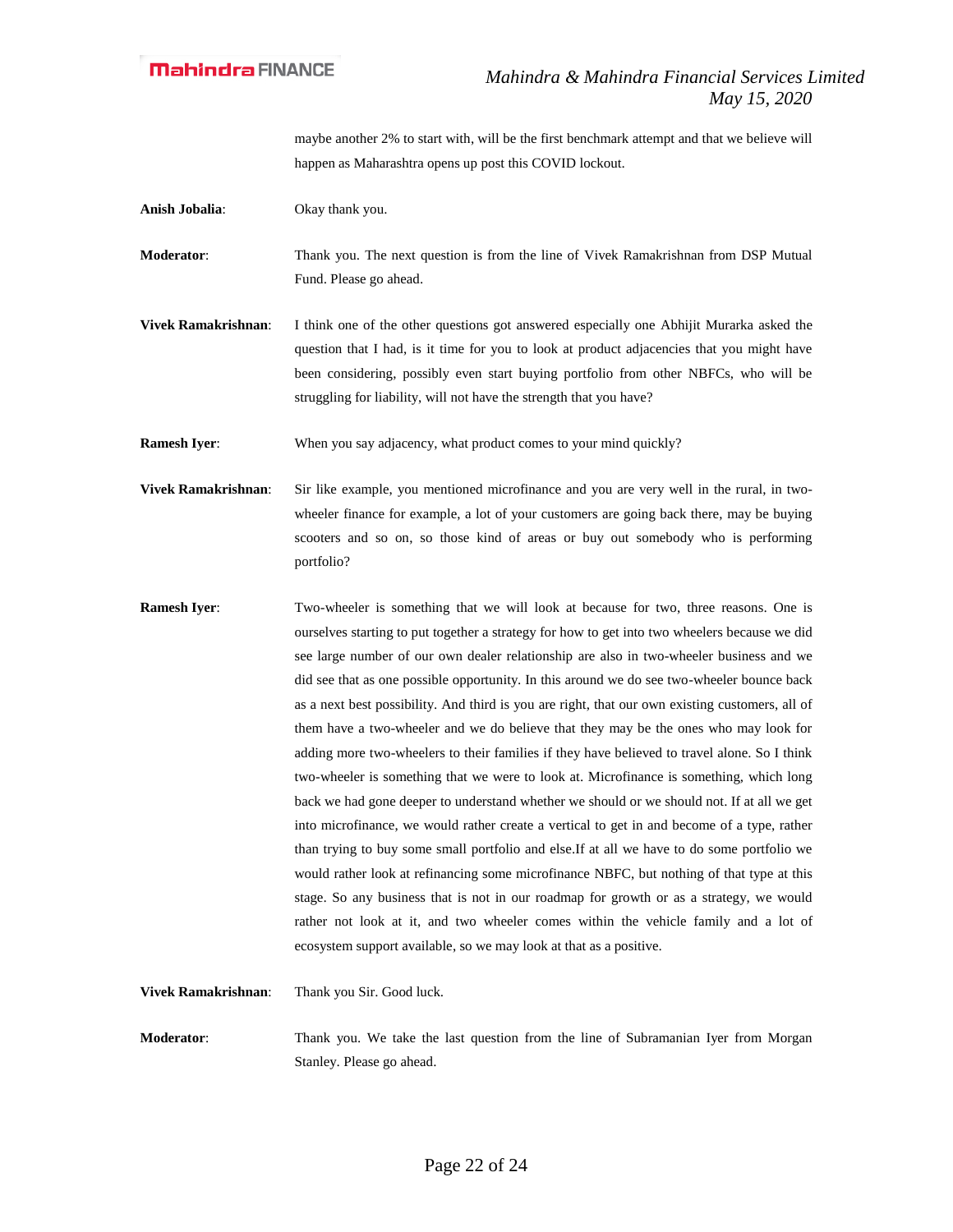maybe another 2% to start with, will be the first benchmark attempt and that we believe will happen as Maharashtra opens up post this COVID lockout.

**Anish Jobalia**: Okay thank you.

**Moderator**: Thank you. The next question is from the line of Vivek Ramakrishnan from DSP Mutual Fund. Please go ahead.

**Vivek Ramakrishnan**: I think one of the other questions got answered especially one Abhijit Murarka asked the question that I had, is it time for you to look at product adjacencies that you might have been considering, possibly even start buying portfolio from other NBFCs, who will be struggling for liability, will not have the strength that you have?

**Ramesh Iyer**: When you say adjacency, what product comes to your mind quickly?

**Vivek Ramakrishnan**: Sir like example, you mentioned microfinance and you are very well in the rural, in two-wheeler finance for example, a lot of your customers are going back there, may be buying scooters and so on, so those kind of areas or buy out somebody who is performing portfolio?

**Ramesh Iyer**: Two-wheeler is something that we will look at because for two, three reasons. One is ourselves starting to put together a strategy for how to get into two wheelers because we did see large number of our own dealer relationship are also in two-wheeler business and we did see that as one possible opportunity. In this around we do see two-wheeler bounce back as a next best possibility. And third is you are right, that our own existing customers, all of them have a two-wheeler and we do believe that they may be the ones who may look for adding more two-wheelers to their families if they have believed to travel alone. So I think two-wheeler is something that we were to look at. Microfinance is something, which long back we had gone deeper to understand whether we should or we should not. If at all we get into microfinance, we would rather create a vertical to get in and become of a type, rather than trying to buy some small portfolio and else.If at all we have to do some portfolio we would rather look at refinancing some microfinance NBFC, but nothing of that type at this stage. So any business that is not in our roadmap for growth or as a strategy, we would rather not look at it, and two wheeler comes within the vehicle family and a lot of ecosystem support available, so we may look at that as a positive.

**Vivek Ramakrishnan**: Thank you Sir. Good luck.

**Moderator**: Thank you. We take the last question from the line of Subramanian Iyer from Morgan Stanley. Please go ahead.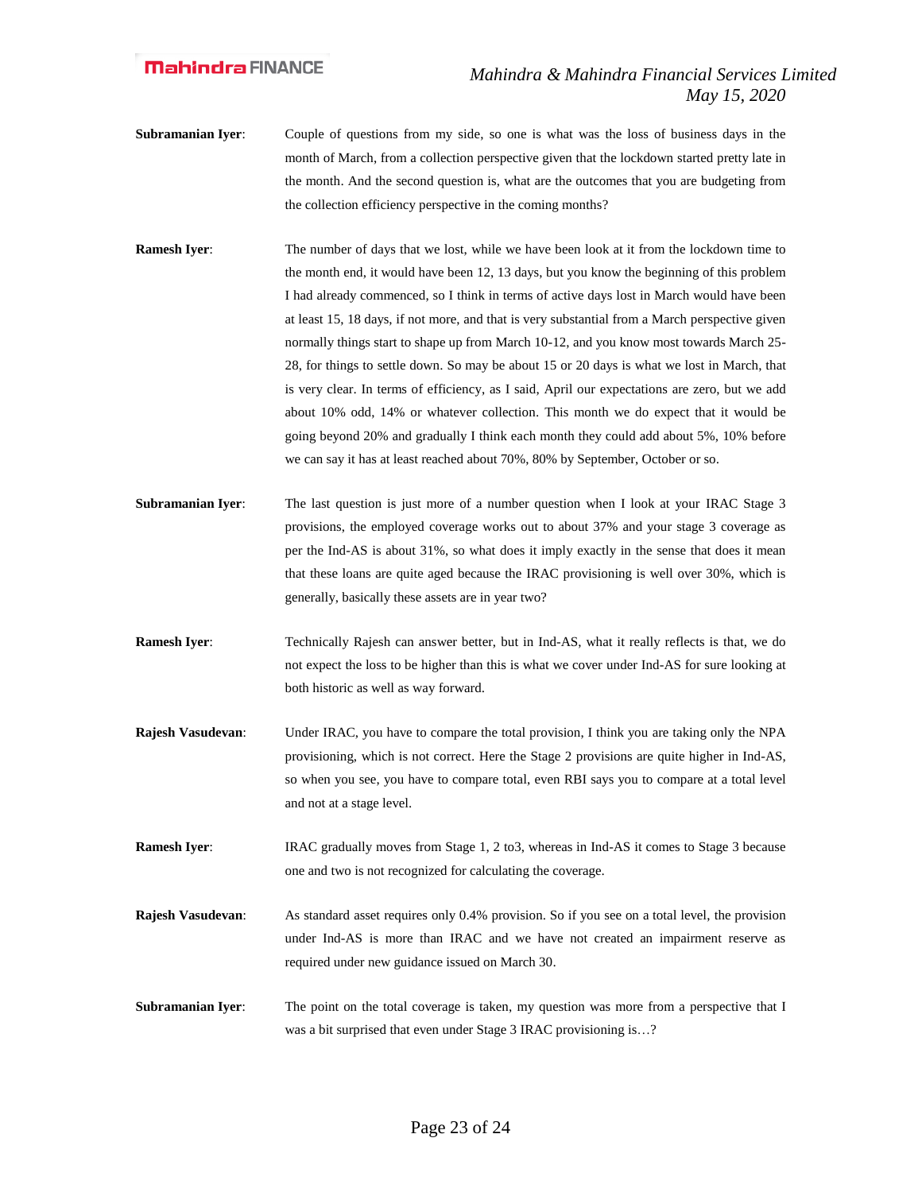**Subramanian Iyer**: Couple of questions from my side, so one is what was the loss of business days in the month of March, from a collection perspective given that the lockdown started pretty late in the month. And the second question is, what are the outcomes that you are budgeting from the collection efficiency perspective in the coming months?

**Ramesh Iyer**: The number of days that we lost, while we have been look at it from the lockdown time to the month end, it would have been 12, 13 days, but you know the beginning of this problem I had already commenced, so I think in terms of active days lost in March would have been at least 15, 18 days, if not more, and that is very substantial from a March perspective given normally things start to shape up from March 10-12, and you know most towards March 25-28, for things to settle down. So may be about 15 or 20 days is what we lost in March, that is very clear. In terms of efficiency, as I said, April our expectations are zero, but we add about 10% odd, 14% or whatever collection. This month we do expect that it would be going beyond 20% and gradually I think each month they could add about 5%, 10% before we can say it has at least reached about 70%, 80% by September, October or so.

**Subramanian Iyer**: The last question is just more of a number question when I look at your IRAC Stage 3 provisions, the employed coverage works out to about 37% and your stage 3 coverage as per the Ind-AS is about 31%, so what does it imply exactly in the sense that does it mean that these loans are quite aged because the IRAC provisioning is well over 30%, which is generally, basically these assets are in year two?

**Ramesh Iyer**: Technically Rajesh can answer better, but in Ind-AS, what it really reflects is that, we do not expect the loss to be higher than this is what we cover under Ind-AS for sure looking at both historic as well as way forward.

**Rajesh Vasudevan**: Under IRAC, you have to compare the total provision, I think you are taking only the NPA provisioning, which is not correct. Here the Stage 2 provisions are quite higher in Ind-AS, so when you see, you have to compare total, even RBI says you to compare at a total level and not at a stage level.

**Ramesh Iyer**: IRAC gradually moves from Stage 1, 2 to3, whereas in Ind-AS it comes to Stage 3 because one and two is not recognized for calculating the coverage.

**Rajesh Vasudevan**: As standard asset requires only 0.4% provision. So if you see on a total level, the provision under Ind-AS is more than IRAC and we have not created an impairment reserve as required under new guidance issued on March 30.

**Subramanian Iyer**: The point on the total coverage is taken, my question was more from a perspective that I was a bit surprised that even under Stage 3 IRAC provisioning is…?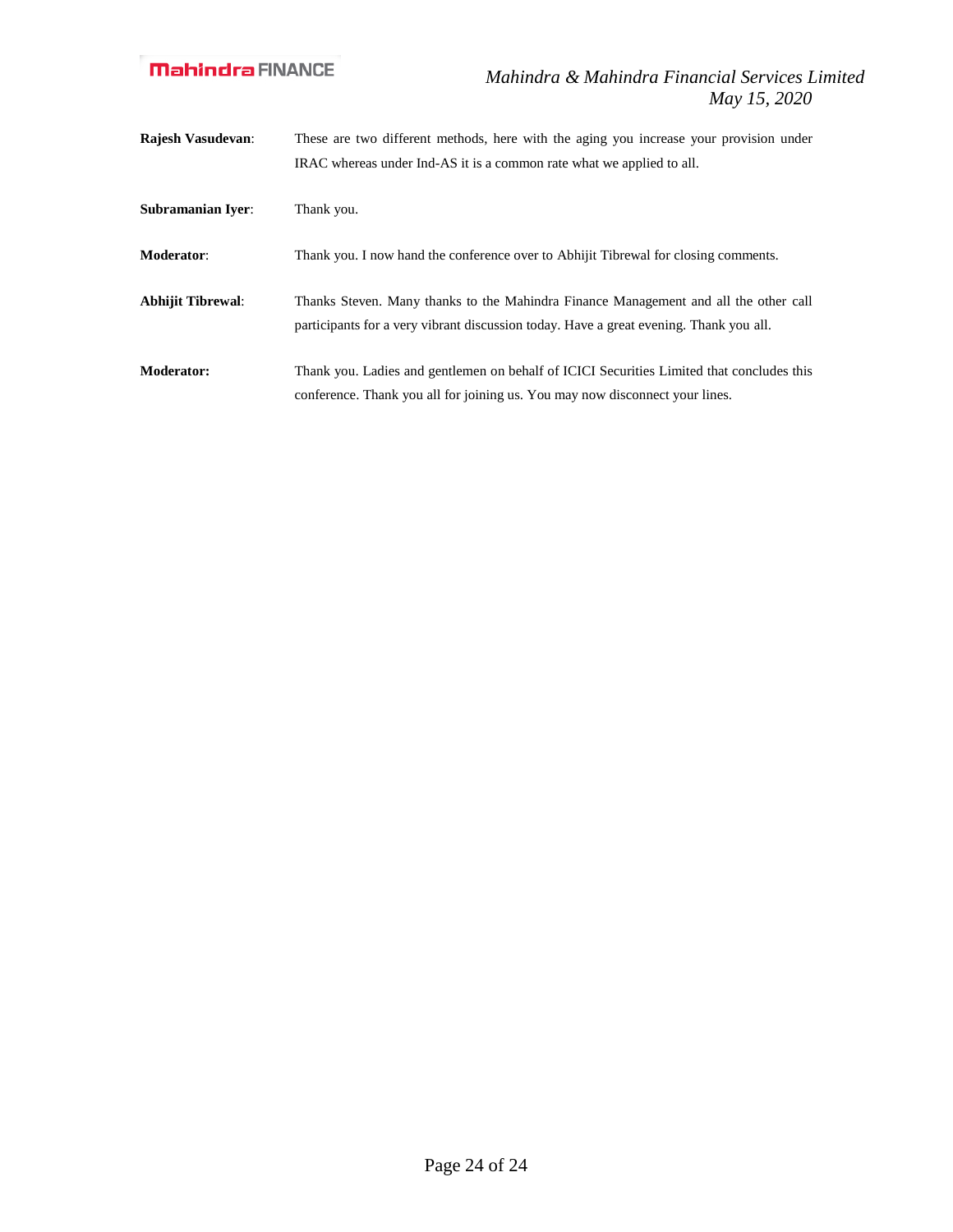**Rajesh Vasudevan**: These are two different methods, here with the aging you increase your provision under IRAC whereas under Ind-AS it is a common rate what we applied to all.

**Subramanian Iyer**: Thank you.

**Moderator**: Thank you. I now hand the conference over to Abhijit Tibrewal for closing comments.

**Abhijit Tibrewal**: Thanks Steven. Many thanks to the Mahindra Finance Management and all the other call participants for a very vibrant discussion today. Have a great evening. Thank you all.

**Moderator:** Thank you. Ladies and gentlemen on behalf of ICICI Securities Limited that concludes this conference. Thank you all for joining us. You may now disconnect your lines.